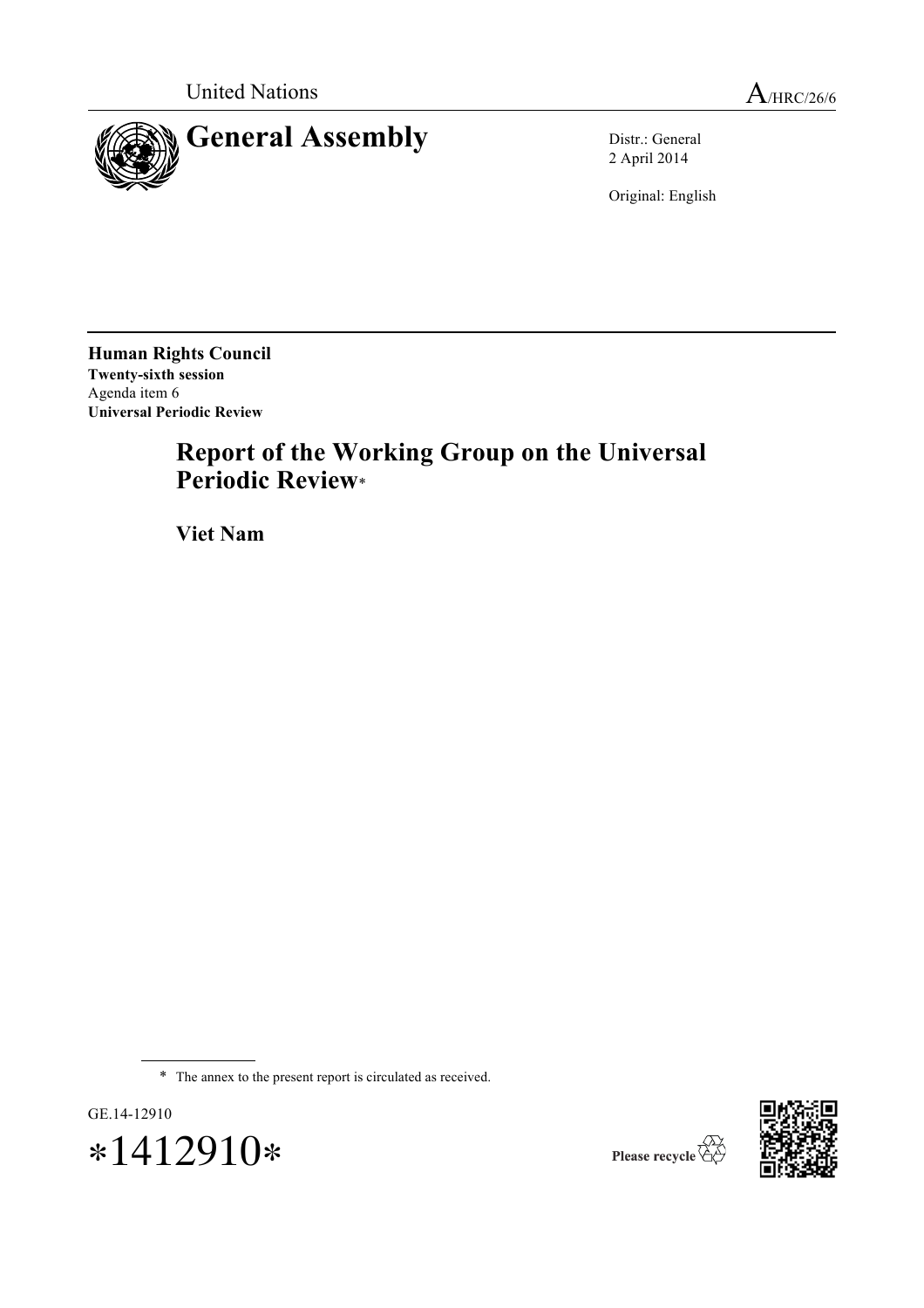United Nations

A/HRC/26/6

# General Assembly

Distr.: General
2 April 2014

Original: English

**Human Rights Council**
**Twenty-sixth session**
Agenda item 6
**Universal Periodic Review**

## Report of the Working Group on the Universal Periodic Review*

## Viet Nam

\* The annex to the present report is circulated as received.

GE.14-12910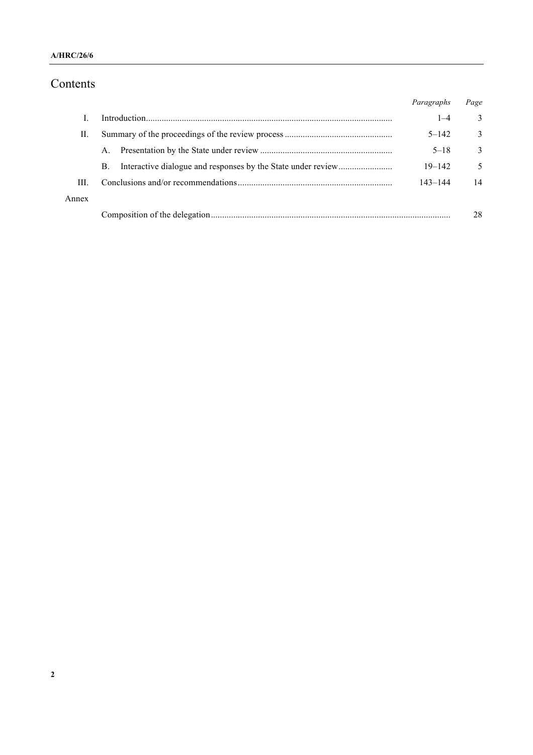# Contents

| | | Paragraphs | Page |
|---|---|---|---|
| I. | Introduction | 1–4 | 3 |
| II. | Summary of the proceedings of the review process | 5–142 | 3 |
| | A. Presentation by the State under review | 5–18 | 3 |
| | B. Interactive dialogue and responses by the State under review | 19–142 | 5 |
| III. | Conclusions and/or recommendations | 143–144 | 14 |
| Annex | | | |
| | Composition of the delegation | | 28 |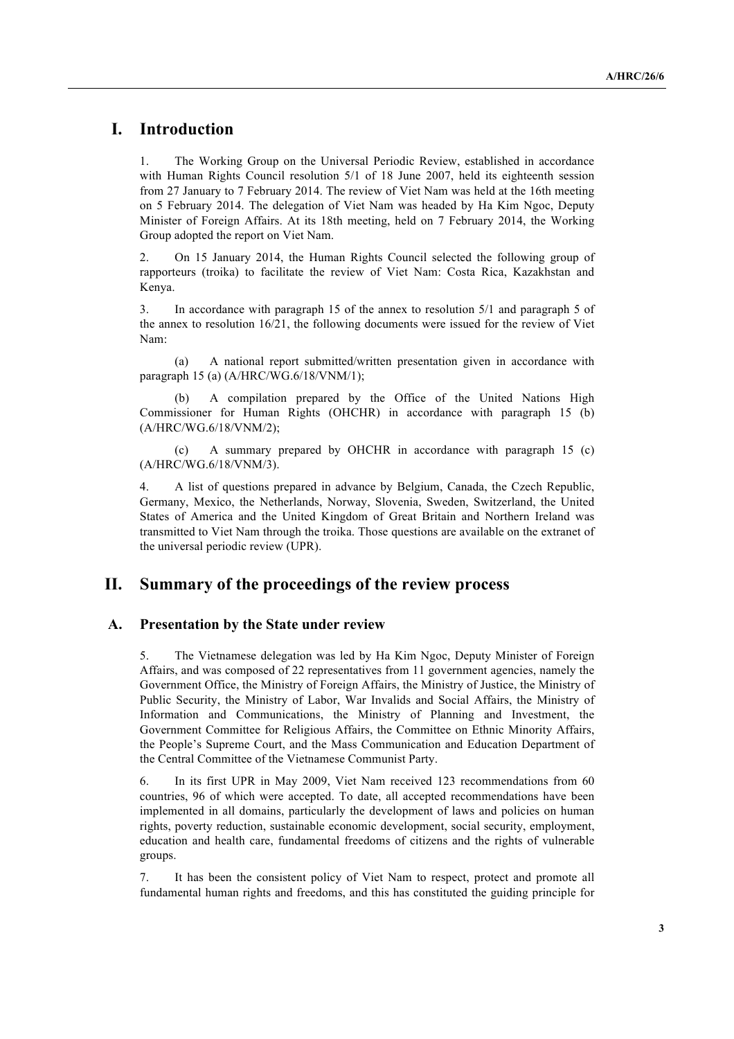# I. Introduction

1. The Working Group on the Universal Periodic Review, established in accordance with Human Rights Council resolution 5/1 of 18 June 2007, held its eighteenth session from 27 January to 7 February 2014. The review of Viet Nam was held at the 16th meeting on 5 February 2014. The delegation of Viet Nam was headed by Ha Kim Ngoc, Deputy Minister of Foreign Affairs. At its 18th meeting, held on 7 February 2014, the Working Group adopted the report on Viet Nam.

2. On 15 January 2014, the Human Rights Council selected the following group of rapporteurs (troika) to facilitate the review of Viet Nam: Costa Rica, Kazakhstan and Kenya.

3. In accordance with paragraph 15 of the annex to resolution 5/1 and paragraph 5 of the annex to resolution 16/21, the following documents were issued for the review of Viet Nam:

(a) A national report submitted/written presentation given in accordance with paragraph 15 (a) (A/HRC/WG.6/18/VNM/1);

(b) A compilation prepared by the Office of the United Nations High Commissioner for Human Rights (OHCHR) in accordance with paragraph 15 (b) (A/HRC/WG.6/18/VNM/2);

(c) A summary prepared by OHCHR in accordance with paragraph 15 (c) (A/HRC/WG.6/18/VNM/3).

4. A list of questions prepared in advance by Belgium, Canada, the Czech Republic, Germany, Mexico, the Netherlands, Norway, Slovenia, Sweden, Switzerland, the United States of America and the United Kingdom of Great Britain and Northern Ireland was transmitted to Viet Nam through the troika. Those questions are available on the extranet of the universal periodic review (UPR).

# II. Summary of the proceedings of the review process

## A. Presentation by the State under review

5. The Vietnamese delegation was led by Ha Kim Ngoc, Deputy Minister of Foreign Affairs, and was composed of 22 representatives from 11 government agencies, namely the Government Office, the Ministry of Foreign Affairs, the Ministry of Justice, the Ministry of Public Security, the Ministry of Labor, War Invalids and Social Affairs, the Ministry of Information and Communications, the Ministry of Planning and Investment, the Government Committee for Religious Affairs, the Committee on Ethnic Minority Affairs, the People's Supreme Court, and the Mass Communication and Education Department of the Central Committee of the Vietnamese Communist Party.

6. In its first UPR in May 2009, Viet Nam received 123 recommendations from 60 countries, 96 of which were accepted. To date, all accepted recommendations have been implemented in all domains, particularly the development of laws and policies on human rights, poverty reduction, sustainable economic development, social security, employment, education and health care, fundamental freedoms of citizens and the rights of vulnerable groups.

7. It has been the consistent policy of Viet Nam to respect, protect and promote all fundamental human rights and freedoms, and this has constituted the guiding principle for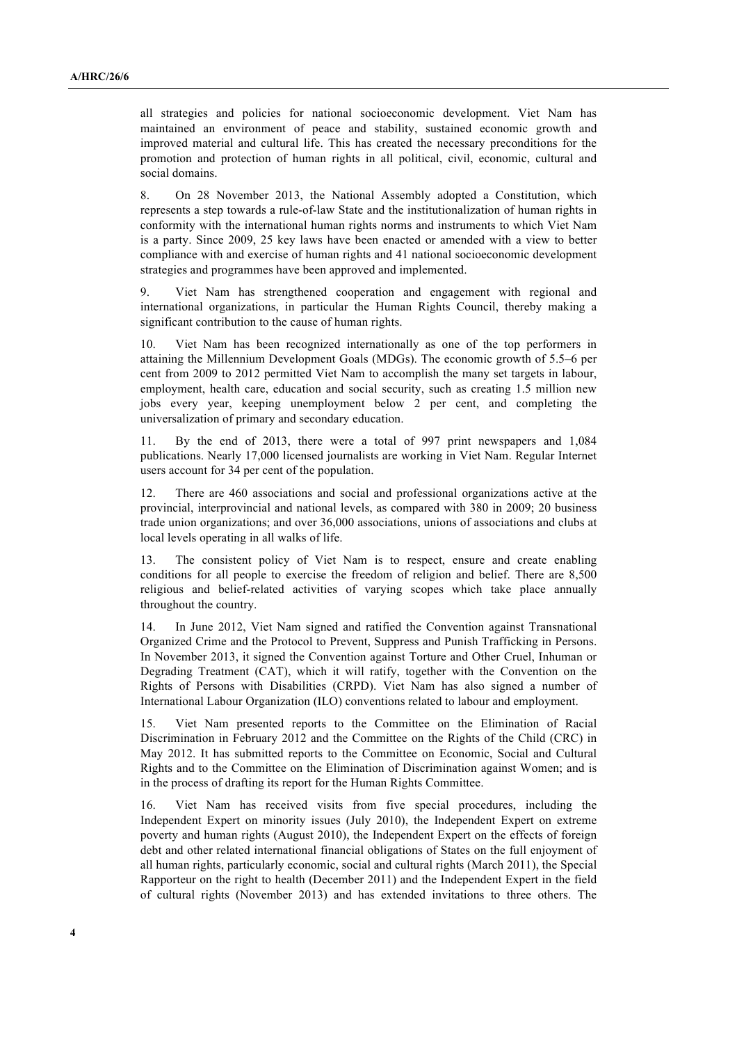all strategies and policies for national socioeconomic development. Viet Nam has maintained an environment of peace and stability, sustained economic growth and improved material and cultural life. This has created the necessary preconditions for the promotion and protection of human rights in all political, civil, economic, cultural and social domains.

8. On 28 November 2013, the National Assembly adopted a Constitution, which represents a step towards a rule-of-law State and the institutionalization of human rights in conformity with the international human rights norms and instruments to which Viet Nam is a party. Since 2009, 25 key laws have been enacted or amended with a view to better compliance with and exercise of human rights and 41 national socioeconomic development strategies and programmes have been approved and implemented.

9. Viet Nam has strengthened cooperation and engagement with regional and international organizations, in particular the Human Rights Council, thereby making a significant contribution to the cause of human rights.

10. Viet Nam has been recognized internationally as one of the top performers in attaining the Millennium Development Goals (MDGs). The economic growth of 5.5–6 per cent from 2009 to 2012 permitted Viet Nam to accomplish the many set targets in labour, employment, health care, education and social security, such as creating 1.5 million new jobs every year, keeping unemployment below 2 per cent, and completing the universalization of primary and secondary education.

11. By the end of 2013, there were a total of 997 print newspapers and 1,084 publications. Nearly 17,000 licensed journalists are working in Viet Nam. Regular Internet users account for 34 per cent of the population.

12. There are 460 associations and social and professional organizations active at the provincial, interprovincial and national levels, as compared with 380 in 2009; 20 business trade union organizations; and over 36,000 associations, unions of associations and clubs at local levels operating in all walks of life.

13. The consistent policy of Viet Nam is to respect, ensure and create enabling conditions for all people to exercise the freedom of religion and belief. There are 8,500 religious and belief-related activities of varying scopes which take place annually throughout the country.

14. In June 2012, Viet Nam signed and ratified the Convention against Transnational Organized Crime and the Protocol to Prevent, Suppress and Punish Trafficking in Persons. In November 2013, it signed the Convention against Torture and Other Cruel, Inhuman or Degrading Treatment (CAT), which it will ratify, together with the Convention on the Rights of Persons with Disabilities (CRPD). Viet Nam has also signed a number of International Labour Organization (ILO) conventions related to labour and employment.

15. Viet Nam presented reports to the Committee on the Elimination of Racial Discrimination in February 2012 and the Committee on the Rights of the Child (CRC) in May 2012. It has submitted reports to the Committee on Economic, Social and Cultural Rights and to the Committee on the Elimination of Discrimination against Women; and is in the process of drafting its report for the Human Rights Committee.

16. Viet Nam has received visits from five special procedures, including the Independent Expert on minority issues (July 2010), the Independent Expert on extreme poverty and human rights (August 2010), the Independent Expert on the effects of foreign debt and other related international financial obligations of States on the full enjoyment of all human rights, particularly economic, social and cultural rights (March 2011), the Special Rapporteur on the right to health (December 2011) and the Independent Expert in the field of cultural rights (November 2013) and has extended invitations to three others. The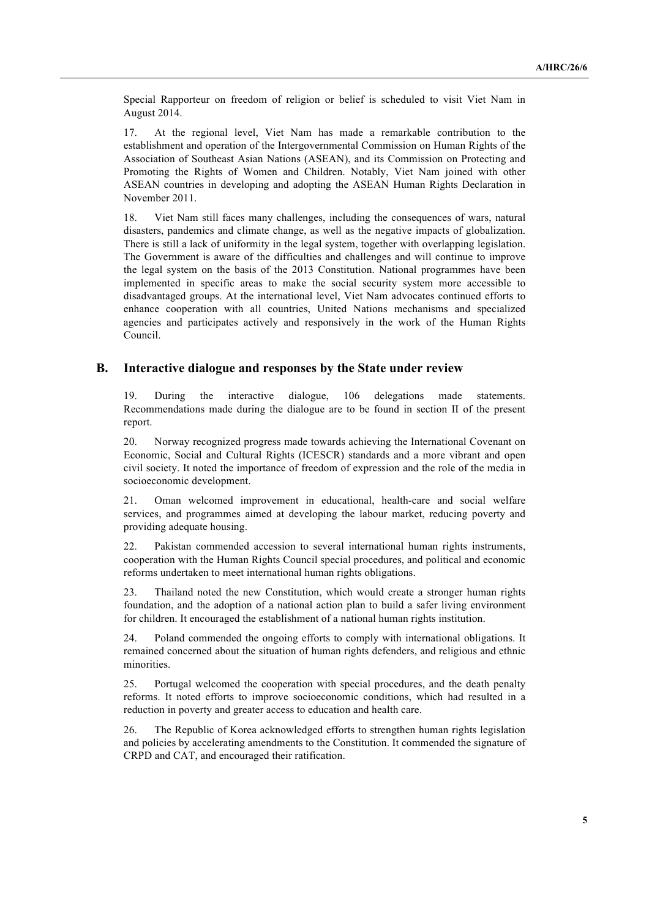Special Rapporteur on freedom of religion or belief is scheduled to visit Viet Nam in August 2014.

17. At the regional level, Viet Nam has made a remarkable contribution to the establishment and operation of the Intergovernmental Commission on Human Rights of the Association of Southeast Asian Nations (ASEAN), and its Commission on Protecting and Promoting the Rights of Women and Children. Notably, Viet Nam joined with other ASEAN countries in developing and adopting the ASEAN Human Rights Declaration in November 2011.

18. Viet Nam still faces many challenges, including the consequences of wars, natural disasters, pandemics and climate change, as well as the negative impacts of globalization. There is still a lack of uniformity in the legal system, together with overlapping legislation. The Government is aware of the difficulties and challenges and will continue to improve the legal system on the basis of the 2013 Constitution. National programmes have been implemented in specific areas to make the social security system more accessible to disadvantaged groups. At the international level, Viet Nam advocates continued efforts to enhance cooperation with all countries, United Nations mechanisms and specialized agencies and participates actively and responsively in the work of the Human Rights Council.

## B. Interactive dialogue and responses by the State under review

19. During the interactive dialogue, 106 delegations made statements. Recommendations made during the dialogue are to be found in section II of the present report.

20. Norway recognized progress made towards achieving the International Covenant on Economic, Social and Cultural Rights (ICESCR) standards and a more vibrant and open civil society. It noted the importance of freedom of expression and the role of the media in socioeconomic development.

21. Oman welcomed improvement in educational, health-care and social welfare services, and programmes aimed at developing the labour market, reducing poverty and providing adequate housing.

22. Pakistan commended accession to several international human rights instruments, cooperation with the Human Rights Council special procedures, and political and economic reforms undertaken to meet international human rights obligations.

23. Thailand noted the new Constitution, which would create a stronger human rights foundation, and the adoption of a national action plan to build a safer living environment for children. It encouraged the establishment of a national human rights institution.

24. Poland commended the ongoing efforts to comply with international obligations. It remained concerned about the situation of human rights defenders, and religious and ethnic minorities.

25. Portugal welcomed the cooperation with special procedures, and the death penalty reforms. It noted efforts to improve socioeconomic conditions, which had resulted in a reduction in poverty and greater access to education and health care.

26. The Republic of Korea acknowledged efforts to strengthen human rights legislation and policies by accelerating amendments to the Constitution. It commended the signature of CRPD and CAT, and encouraged their ratification.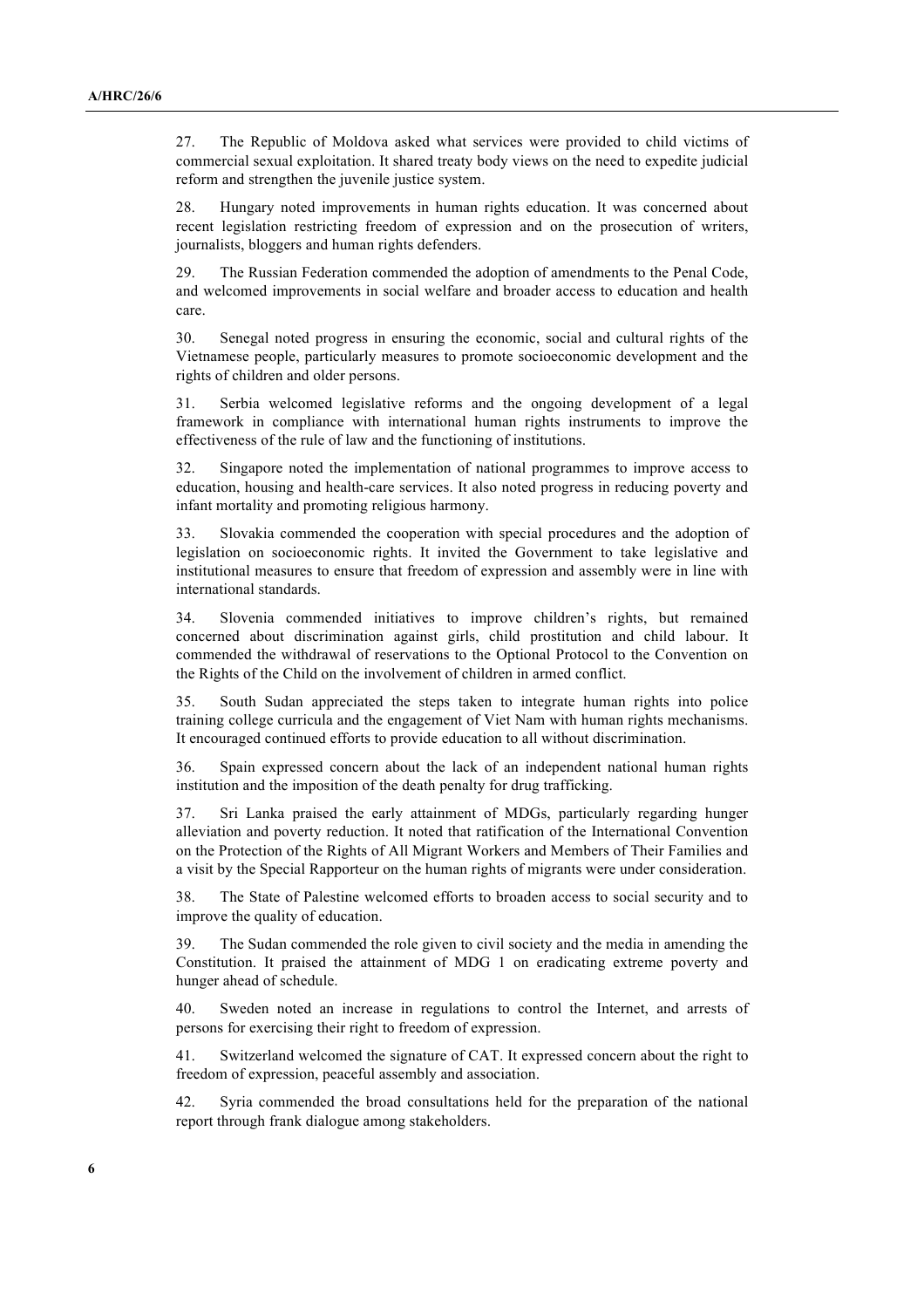27. The Republic of Moldova asked what services were provided to child victims of commercial sexual exploitation. It shared treaty body views on the need to expedite judicial reform and strengthen the juvenile justice system.

28. Hungary noted improvements in human rights education. It was concerned about recent legislation restricting freedom of expression and on the prosecution of writers, journalists, bloggers and human rights defenders.

29. The Russian Federation commended the adoption of amendments to the Penal Code, and welcomed improvements in social welfare and broader access to education and health care.

30. Senegal noted progress in ensuring the economic, social and cultural rights of the Vietnamese people, particularly measures to promote socioeconomic development and the rights of children and older persons.

31. Serbia welcomed legislative reforms and the ongoing development of a legal framework in compliance with international human rights instruments to improve the effectiveness of the rule of law and the functioning of institutions.

32. Singapore noted the implementation of national programmes to improve access to education, housing and health-care services. It also noted progress in reducing poverty and infant mortality and promoting religious harmony.

33. Slovakia commended the cooperation with special procedures and the adoption of legislation on socioeconomic rights. It invited the Government to take legislative and institutional measures to ensure that freedom of expression and assembly were in line with international standards.

34. Slovenia commended initiatives to improve children's rights, but remained concerned about discrimination against girls, child prostitution and child labour. It commended the withdrawal of reservations to the Optional Protocol to the Convention on the Rights of the Child on the involvement of children in armed conflict.

35. South Sudan appreciated the steps taken to integrate human rights into police training college curricula and the engagement of Viet Nam with human rights mechanisms. It encouraged continued efforts to provide education to all without discrimination.

36. Spain expressed concern about the lack of an independent national human rights institution and the imposition of the death penalty for drug trafficking.

37. Sri Lanka praised the early attainment of MDGs, particularly regarding hunger alleviation and poverty reduction. It noted that ratification of the International Convention on the Protection of the Rights of All Migrant Workers and Members of Their Families and a visit by the Special Rapporteur on the human rights of migrants were under consideration.

38. The State of Palestine welcomed efforts to broaden access to social security and to improve the quality of education.

39. The Sudan commended the role given to civil society and the media in amending the Constitution. It praised the attainment of MDG 1 on eradicating extreme poverty and hunger ahead of schedule.

40. Sweden noted an increase in regulations to control the Internet, and arrests of persons for exercising their right to freedom of expression.

41. Switzerland welcomed the signature of CAT. It expressed concern about the right to freedom of expression, peaceful assembly and association.

42. Syria commended the broad consultations held for the preparation of the national report through frank dialogue among stakeholders.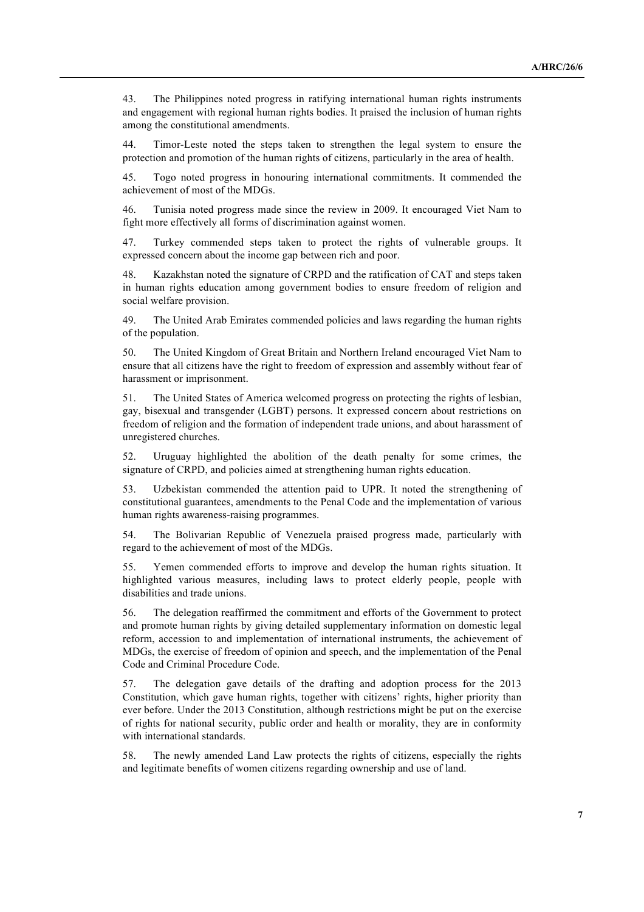43. The Philippines noted progress in ratifying international human rights instruments and engagement with regional human rights bodies. It praised the inclusion of human rights among the constitutional amendments.

44. Timor-Leste noted the steps taken to strengthen the legal system to ensure the protection and promotion of the human rights of citizens, particularly in the area of health.

45. Togo noted progress in honouring international commitments. It commended the achievement of most of the MDGs.

46. Tunisia noted progress made since the review in 2009. It encouraged Viet Nam to fight more effectively all forms of discrimination against women.

47. Turkey commended steps taken to protect the rights of vulnerable groups. It expressed concern about the income gap between rich and poor.

48. Kazakhstan noted the signature of CRPD and the ratification of CAT and steps taken in human rights education among government bodies to ensure freedom of religion and social welfare provision.

49. The United Arab Emirates commended policies and laws regarding the human rights of the population.

50. The United Kingdom of Great Britain and Northern Ireland encouraged Viet Nam to ensure that all citizens have the right to freedom of expression and assembly without fear of harassment or imprisonment.

51. The United States of America welcomed progress on protecting the rights of lesbian, gay, bisexual and transgender (LGBT) persons. It expressed concern about restrictions on freedom of religion and the formation of independent trade unions, and about harassment of unregistered churches.

52. Uruguay highlighted the abolition of the death penalty for some crimes, the signature of CRPD, and policies aimed at strengthening human rights education.

53. Uzbekistan commended the attention paid to UPR. It noted the strengthening of constitutional guarantees, amendments to the Penal Code and the implementation of various human rights awareness-raising programmes.

54. The Bolivarian Republic of Venezuela praised progress made, particularly with regard to the achievement of most of the MDGs.

55. Yemen commended efforts to improve and develop the human rights situation. It highlighted various measures, including laws to protect elderly people, people with disabilities and trade unions.

56. The delegation reaffirmed the commitment and efforts of the Government to protect and promote human rights by giving detailed supplementary information on domestic legal reform, accession to and implementation of international instruments, the achievement of MDGs, the exercise of freedom of opinion and speech, and the implementation of the Penal Code and Criminal Procedure Code.

57. The delegation gave details of the drafting and adoption process for the 2013 Constitution, which gave human rights, together with citizens' rights, higher priority than ever before. Under the 2013 Constitution, although restrictions might be put on the exercise of rights for national security, public order and health or morality, they are in conformity with international standards.

58. The newly amended Land Law protects the rights of citizens, especially the rights and legitimate benefits of women citizens regarding ownership and use of land.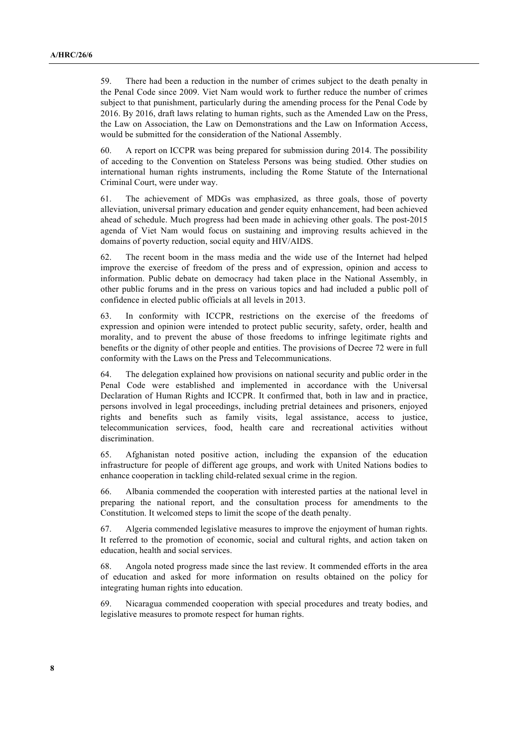59. There had been a reduction in the number of crimes subject to the death penalty in the Penal Code since 2009. Viet Nam would work to further reduce the number of crimes subject to that punishment, particularly during the amending process for the Penal Code by 2016. By 2016, draft laws relating to human rights, such as the Amended Law on the Press, the Law on Association, the Law on Demonstrations and the Law on Information Access, would be submitted for the consideration of the National Assembly.

60. A report on ICCPR was being prepared for submission during 2014. The possibility of acceding to the Convention on Stateless Persons was being studied. Other studies on international human rights instruments, including the Rome Statute of the International Criminal Court, were under way.

61. The achievement of MDGs was emphasized, as three goals, those of poverty alleviation, universal primary education and gender equity enhancement, had been achieved ahead of schedule. Much progress had been made in achieving other goals. The post-2015 agenda of Viet Nam would focus on sustaining and improving results achieved in the domains of poverty reduction, social equity and HIV/AIDS.

62. The recent boom in the mass media and the wide use of the Internet had helped improve the exercise of freedom of the press and of expression, opinion and access to information. Public debate on democracy had taken place in the National Assembly, in other public forums and in the press on various topics and had included a public poll of confidence in elected public officials at all levels in 2013.

63. In conformity with ICCPR, restrictions on the exercise of the freedoms of expression and opinion were intended to protect public security, safety, order, health and morality, and to prevent the abuse of those freedoms to infringe legitimate rights and benefits or the dignity of other people and entities. The provisions of Decree 72 were in full conformity with the Laws on the Press and Telecommunications.

64. The delegation explained how provisions on national security and public order in the Penal Code were established and implemented in accordance with the Universal Declaration of Human Rights and ICCPR. It confirmed that, both in law and in practice, persons involved in legal proceedings, including pretrial detainees and prisoners, enjoyed rights and benefits such as family visits, legal assistance, access to justice, telecommunication services, food, health care and recreational activities without discrimination.

65. Afghanistan noted positive action, including the expansion of the education infrastructure for people of different age groups, and work with United Nations bodies to enhance cooperation in tackling child-related sexual crime in the region.

66. Albania commended the cooperation with interested parties at the national level in preparing the national report, and the consultation process for amendments to the Constitution. It welcomed steps to limit the scope of the death penalty.

67. Algeria commended legislative measures to improve the enjoyment of human rights. It referred to the promotion of economic, social and cultural rights, and action taken on education, health and social services.

68. Angola noted progress made since the last review. It commended efforts in the area of education and asked for more information on results obtained on the policy for integrating human rights into education.

69. Nicaragua commended cooperation with special procedures and treaty bodies, and legislative measures to promote respect for human rights.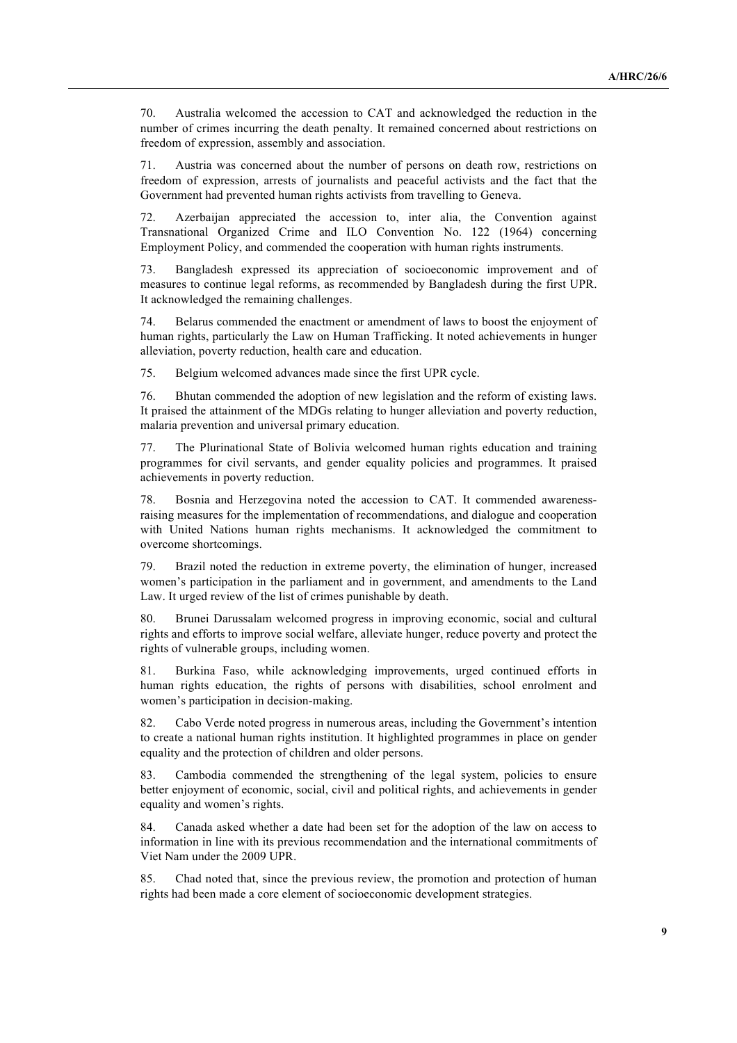70. Australia welcomed the accession to CAT and acknowledged the reduction in the number of crimes incurring the death penalty. It remained concerned about restrictions on freedom of expression, assembly and association.

71. Austria was concerned about the number of persons on death row, restrictions on freedom of expression, arrests of journalists and peaceful activists and the fact that the Government had prevented human rights activists from travelling to Geneva.

72. Azerbaijan appreciated the accession to, inter alia, the Convention against Transnational Organized Crime and ILO Convention No. 122 (1964) concerning Employment Policy, and commended the cooperation with human rights instruments.

73. Bangladesh expressed its appreciation of socioeconomic improvement and of measures to continue legal reforms, as recommended by Bangladesh during the first UPR. It acknowledged the remaining challenges.

74. Belarus commended the enactment or amendment of laws to boost the enjoyment of human rights, particularly the Law on Human Trafficking. It noted achievements in hunger alleviation, poverty reduction, health care and education.

75. Belgium welcomed advances made since the first UPR cycle.

76. Bhutan commended the adoption of new legislation and the reform of existing laws. It praised the attainment of the MDGs relating to hunger alleviation and poverty reduction, malaria prevention and universal primary education.

77. The Plurinational State of Bolivia welcomed human rights education and training programmes for civil servants, and gender equality policies and programmes. It praised achievements in poverty reduction.

78. Bosnia and Herzegovina noted the accession to CAT. It commended awareness-raising measures for the implementation of recommendations, and dialogue and cooperation with United Nations human rights mechanisms. It acknowledged the commitment to overcome shortcomings.

79. Brazil noted the reduction in extreme poverty, the elimination of hunger, increased women's participation in the parliament and in government, and amendments to the Land Law. It urged review of the list of crimes punishable by death.

80. Brunei Darussalam welcomed progress in improving economic, social and cultural rights and efforts to improve social welfare, alleviate hunger, reduce poverty and protect the rights of vulnerable groups, including women.

81. Burkina Faso, while acknowledging improvements, urged continued efforts in human rights education, the rights of persons with disabilities, school enrolment and women's participation in decision-making.

82. Cabo Verde noted progress in numerous areas, including the Government's intention to create a national human rights institution. It highlighted programmes in place on gender equality and the protection of children and older persons.

83. Cambodia commended the strengthening of the legal system, policies to ensure better enjoyment of economic, social, civil and political rights, and achievements in gender equality and women's rights.

84. Canada asked whether a date had been set for the adoption of the law on access to information in line with its previous recommendation and the international commitments of Viet Nam under the 2009 UPR.

85. Chad noted that, since the previous review, the promotion and protection of human rights had been made a core element of socioeconomic development strategies.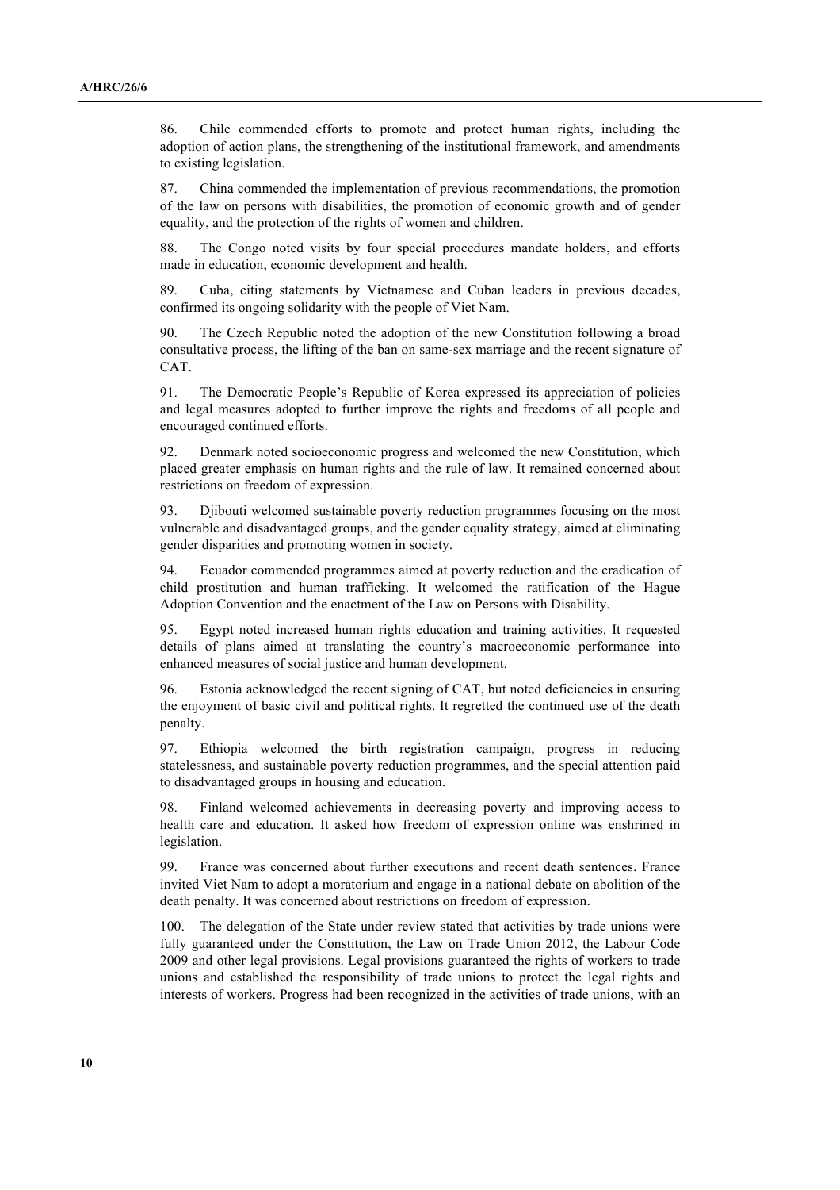86. Chile commended efforts to promote and protect human rights, including the adoption of action plans, the strengthening of the institutional framework, and amendments to existing legislation.

87. China commended the implementation of previous recommendations, the promotion of the law on persons with disabilities, the promotion of economic growth and of gender equality, and the protection of the rights of women and children.

88. The Congo noted visits by four special procedures mandate holders, and efforts made in education, economic development and health.

89. Cuba, citing statements by Vietnamese and Cuban leaders in previous decades, confirmed its ongoing solidarity with the people of Viet Nam.

90. The Czech Republic noted the adoption of the new Constitution following a broad consultative process, the lifting of the ban on same-sex marriage and the recent signature of CAT.

91. The Democratic People's Republic of Korea expressed its appreciation of policies and legal measures adopted to further improve the rights and freedoms of all people and encouraged continued efforts.

92. Denmark noted socioeconomic progress and welcomed the new Constitution, which placed greater emphasis on human rights and the rule of law. It remained concerned about restrictions on freedom of expression.

93. Djibouti welcomed sustainable poverty reduction programmes focusing on the most vulnerable and disadvantaged groups, and the gender equality strategy, aimed at eliminating gender disparities and promoting women in society.

94. Ecuador commended programmes aimed at poverty reduction and the eradication of child prostitution and human trafficking. It welcomed the ratification of the Hague Adoption Convention and the enactment of the Law on Persons with Disability.

95. Egypt noted increased human rights education and training activities. It requested details of plans aimed at translating the country's macroeconomic performance into enhanced measures of social justice and human development.

96. Estonia acknowledged the recent signing of CAT, but noted deficiencies in ensuring the enjoyment of basic civil and political rights. It regretted the continued use of the death penalty.

97. Ethiopia welcomed the birth registration campaign, progress in reducing statelessness, and sustainable poverty reduction programmes, and the special attention paid to disadvantaged groups in housing and education.

98. Finland welcomed achievements in decreasing poverty and improving access to health care and education. It asked how freedom of expression online was enshrined in legislation.

99. France was concerned about further executions and recent death sentences. France invited Viet Nam to adopt a moratorium and engage in a national debate on abolition of the death penalty. It was concerned about restrictions on freedom of expression.

100. The delegation of the State under review stated that activities by trade unions were fully guaranteed under the Constitution, the Law on Trade Union 2012, the Labour Code 2009 and other legal provisions. Legal provisions guaranteed the rights of workers to trade unions and established the responsibility of trade unions to protect the legal rights and interests of workers. Progress had been recognized in the activities of trade unions, with an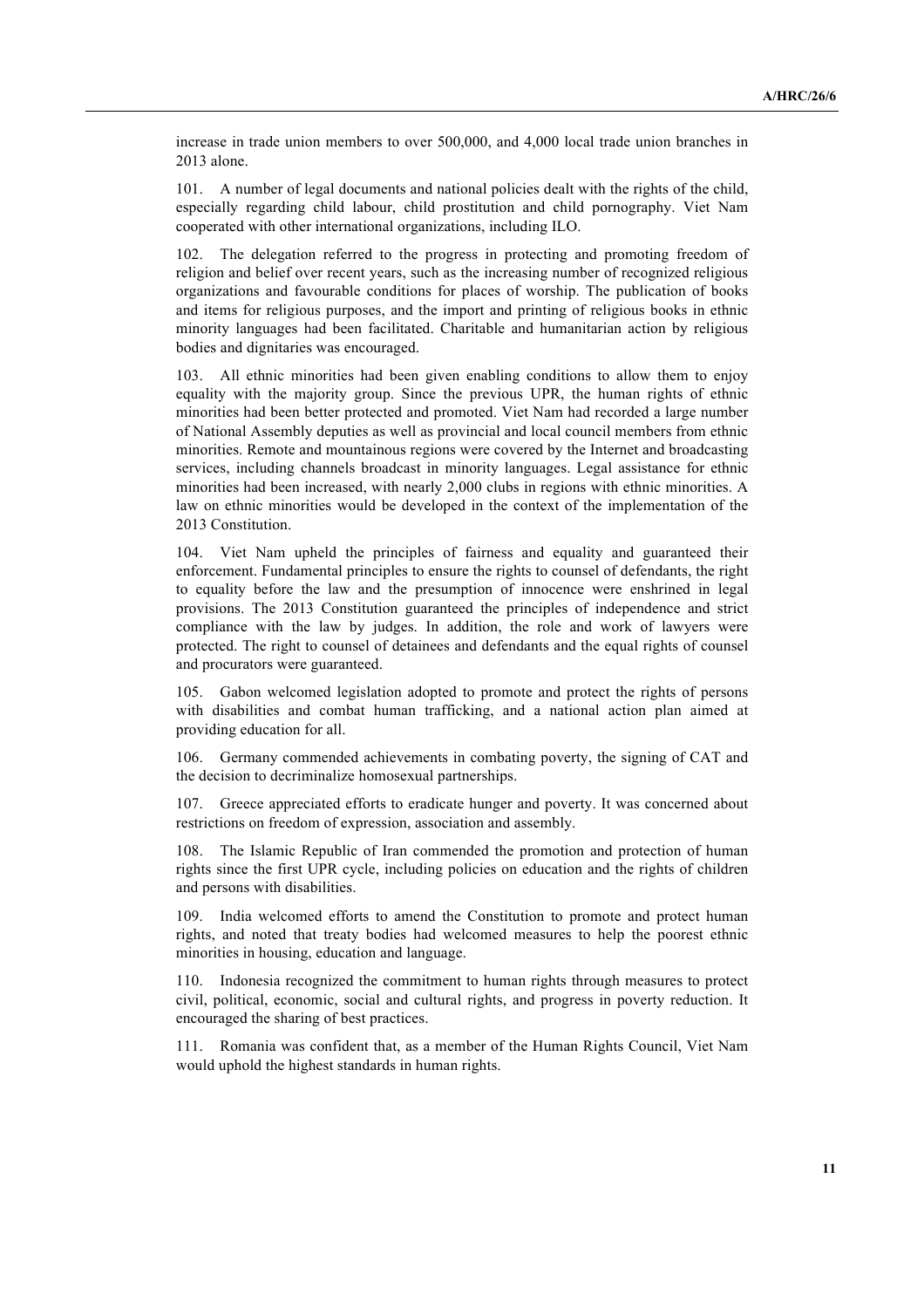increase in trade union members to over 500,000, and 4,000 local trade union branches in 2013 alone.

101. A number of legal documents and national policies dealt with the rights of the child, especially regarding child labour, child prostitution and child pornography. Viet Nam cooperated with other international organizations, including ILO.

102. The delegation referred to the progress in protecting and promoting freedom of religion and belief over recent years, such as the increasing number of recognized religious organizations and favourable conditions for places of worship. The publication of books and items for religious purposes, and the import and printing of religious books in ethnic minority languages had been facilitated. Charitable and humanitarian action by religious bodies and dignitaries was encouraged.

103. All ethnic minorities had been given enabling conditions to allow them to enjoy equality with the majority group. Since the previous UPR, the human rights of ethnic minorities had been better protected and promoted. Viet Nam had recorded a large number of National Assembly deputies as well as provincial and local council members from ethnic minorities. Remote and mountainous regions were covered by the Internet and broadcasting services, including channels broadcast in minority languages. Legal assistance for ethnic minorities had been increased, with nearly 2,000 clubs in regions with ethnic minorities. A law on ethnic minorities would be developed in the context of the implementation of the 2013 Constitution.

104. Viet Nam upheld the principles of fairness and equality and guaranteed their enforcement. Fundamental principles to ensure the rights to counsel of defendants, the right to equality before the law and the presumption of innocence were enshrined in legal provisions. The 2013 Constitution guaranteed the principles of independence and strict compliance with the law by judges. In addition, the role and work of lawyers were protected. The right to counsel of detainees and defendants and the equal rights of counsel and procurators were guaranteed.

105. Gabon welcomed legislation adopted to promote and protect the rights of persons with disabilities and combat human trafficking, and a national action plan aimed at providing education for all.

106. Germany commended achievements in combating poverty, the signing of CAT and the decision to decriminalize homosexual partnerships.

107. Greece appreciated efforts to eradicate hunger and poverty. It was concerned about restrictions on freedom of expression, association and assembly.

108. The Islamic Republic of Iran commended the promotion and protection of human rights since the first UPR cycle, including policies on education and the rights of children and persons with disabilities.

109. India welcomed efforts to amend the Constitution to promote and protect human rights, and noted that treaty bodies had welcomed measures to help the poorest ethnic minorities in housing, education and language.

110. Indonesia recognized the commitment to human rights through measures to protect civil, political, economic, social and cultural rights, and progress in poverty reduction. It encouraged the sharing of best practices.

111. Romania was confident that, as a member of the Human Rights Council, Viet Nam would uphold the highest standards in human rights.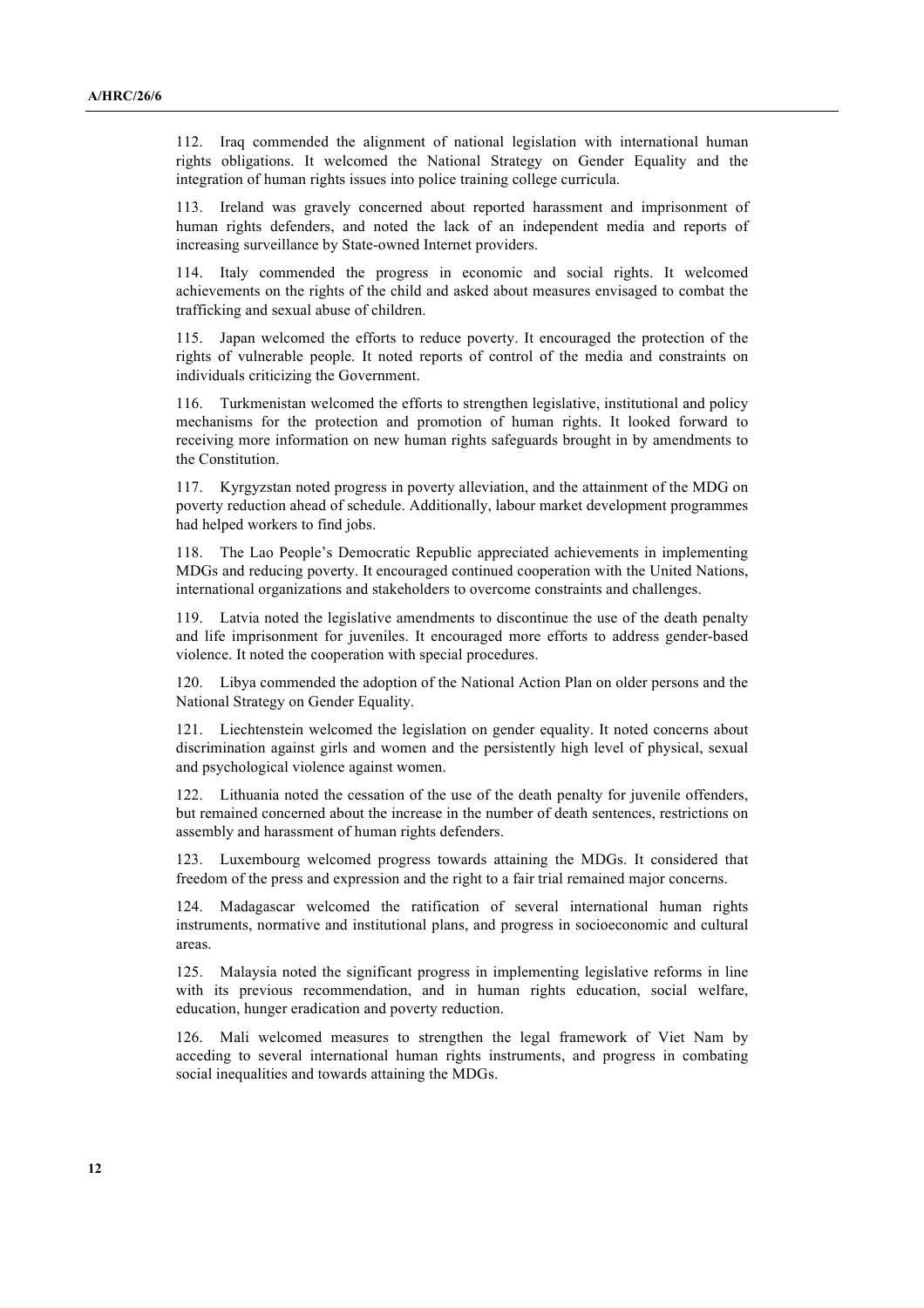112. Iraq commended the alignment of national legislation with international human rights obligations. It welcomed the National Strategy on Gender Equality and the integration of human rights issues into police training college curricula.

113. Ireland was gravely concerned about reported harassment and imprisonment of human rights defenders, and noted the lack of an independent media and reports of increasing surveillance by State-owned Internet providers.

114. Italy commended the progress in economic and social rights. It welcomed achievements on the rights of the child and asked about measures envisaged to combat the trafficking and sexual abuse of children.

115. Japan welcomed the efforts to reduce poverty. It encouraged the protection of the rights of vulnerable people. It noted reports of control of the media and constraints on individuals criticizing the Government.

116. Turkmenistan welcomed the efforts to strengthen legislative, institutional and policy mechanisms for the protection and promotion of human rights. It looked forward to receiving more information on new human rights safeguards brought in by amendments to the Constitution.

117. Kyrgyzstan noted progress in poverty alleviation, and the attainment of the MDG on poverty reduction ahead of schedule. Additionally, labour market development programmes had helped workers to find jobs.

118. The Lao People's Democratic Republic appreciated achievements in implementing MDGs and reducing poverty. It encouraged continued cooperation with the United Nations, international organizations and stakeholders to overcome constraints and challenges.

119. Latvia noted the legislative amendments to discontinue the use of the death penalty and life imprisonment for juveniles. It encouraged more efforts to address gender-based violence. It noted the cooperation with special procedures.

120. Libya commended the adoption of the National Action Plan on older persons and the National Strategy on Gender Equality.

121. Liechtenstein welcomed the legislation on gender equality. It noted concerns about discrimination against girls and women and the persistently high level of physical, sexual and psychological violence against women.

122. Lithuania noted the cessation of the use of the death penalty for juvenile offenders, but remained concerned about the increase in the number of death sentences, restrictions on assembly and harassment of human rights defenders.

123. Luxembourg welcomed progress towards attaining the MDGs. It considered that freedom of the press and expression and the right to a fair trial remained major concerns.

124. Madagascar welcomed the ratification of several international human rights instruments, normative and institutional plans, and progress in socioeconomic and cultural areas.

125. Malaysia noted the significant progress in implementing legislative reforms in line with its previous recommendation, and in human rights education, social welfare, education, hunger eradication and poverty reduction.

126. Mali welcomed measures to strengthen the legal framework of Viet Nam by acceding to several international human rights instruments, and progress in combating social inequalities and towards attaining the MDGs.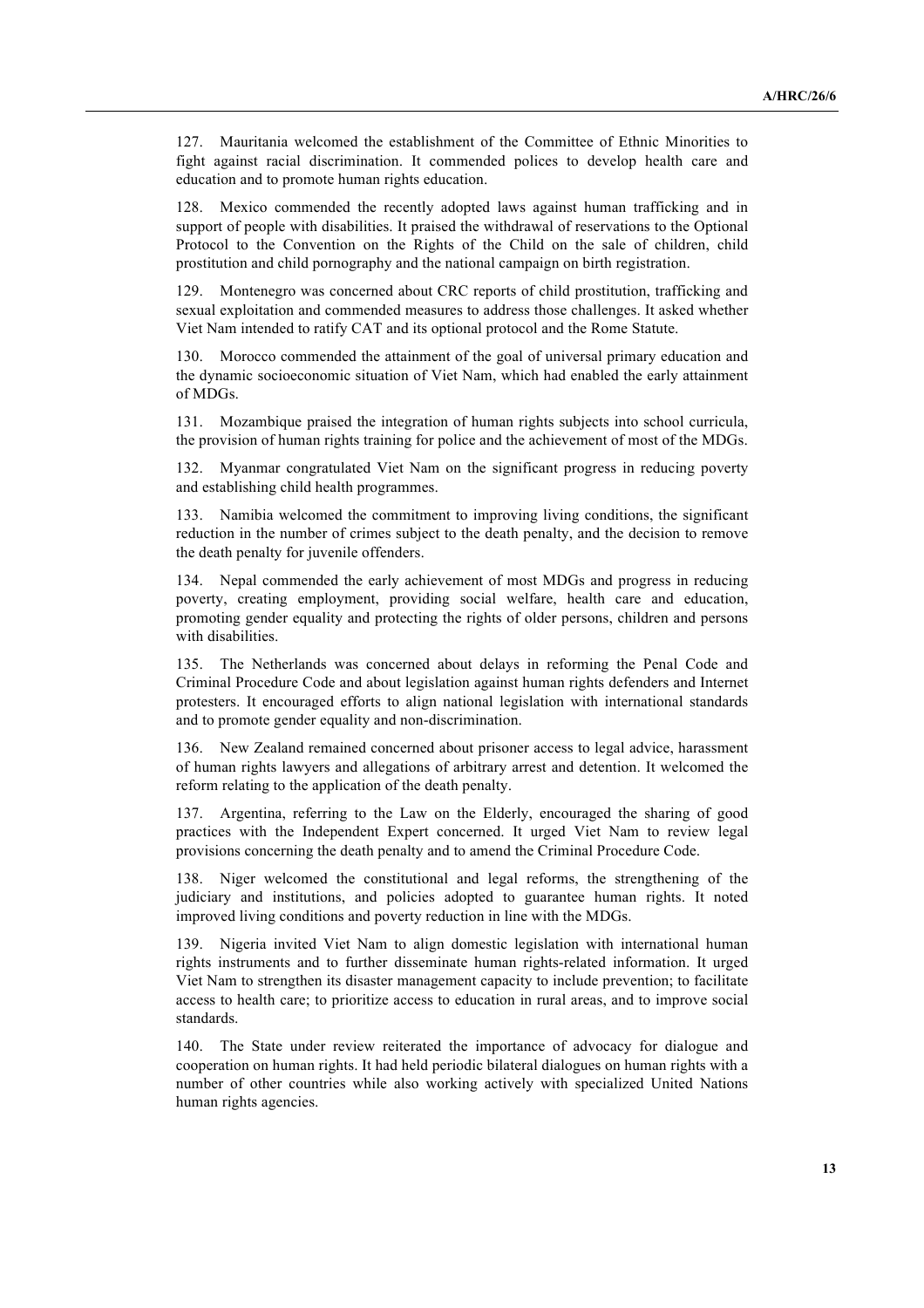127. Mauritania welcomed the establishment of the Committee of Ethnic Minorities to fight against racial discrimination. It commended polices to develop health care and education and to promote human rights education.

128. Mexico commended the recently adopted laws against human trafficking and in support of people with disabilities. It praised the withdrawal of reservations to the Optional Protocol to the Convention on the Rights of the Child on the sale of children, child prostitution and child pornography and the national campaign on birth registration.

129. Montenegro was concerned about CRC reports of child prostitution, trafficking and sexual exploitation and commended measures to address those challenges. It asked whether Viet Nam intended to ratify CAT and its optional protocol and the Rome Statute.

130. Morocco commended the attainment of the goal of universal primary education and the dynamic socioeconomic situation of Viet Nam, which had enabled the early attainment of MDGs.

131. Mozambique praised the integration of human rights subjects into school curricula, the provision of human rights training for police and the achievement of most of the MDGs.

132. Myanmar congratulated Viet Nam on the significant progress in reducing poverty and establishing child health programmes.

133. Namibia welcomed the commitment to improving living conditions, the significant reduction in the number of crimes subject to the death penalty, and the decision to remove the death penalty for juvenile offenders.

134. Nepal commended the early achievement of most MDGs and progress in reducing poverty, creating employment, providing social welfare, health care and education, promoting gender equality and protecting the rights of older persons, children and persons with disabilities.

135. The Netherlands was concerned about delays in reforming the Penal Code and Criminal Procedure Code and about legislation against human rights defenders and Internet protesters. It encouraged efforts to align national legislation with international standards and to promote gender equality and non-discrimination.

136. New Zealand remained concerned about prisoner access to legal advice, harassment of human rights lawyers and allegations of arbitrary arrest and detention. It welcomed the reform relating to the application of the death penalty.

137. Argentina, referring to the Law on the Elderly, encouraged the sharing of good practices with the Independent Expert concerned. It urged Viet Nam to review legal provisions concerning the death penalty and to amend the Criminal Procedure Code.

138. Niger welcomed the constitutional and legal reforms, the strengthening of the judiciary and institutions, and policies adopted to guarantee human rights. It noted improved living conditions and poverty reduction in line with the MDGs.

139. Nigeria invited Viet Nam to align domestic legislation with international human rights instruments and to further disseminate human rights-related information. It urged Viet Nam to strengthen its disaster management capacity to include prevention; to facilitate access to health care; to prioritize access to education in rural areas, and to improve social standards.

140. The State under review reiterated the importance of advocacy for dialogue and cooperation on human rights. It had held periodic bilateral dialogues on human rights with a number of other countries while also working actively with specialized United Nations human rights agencies.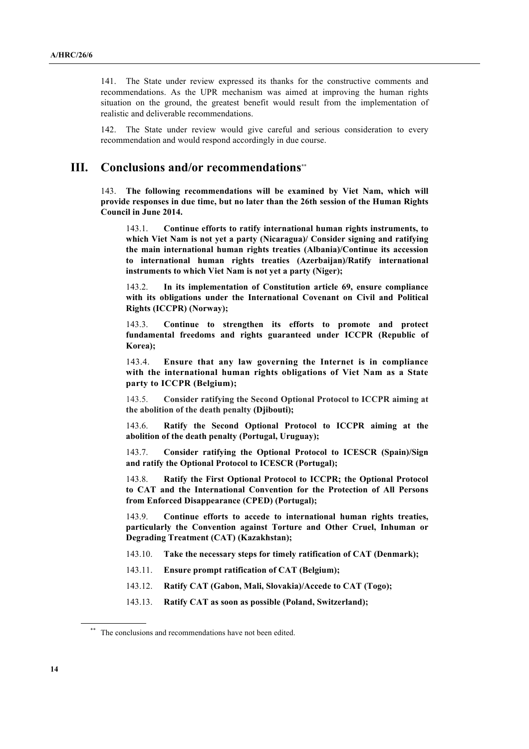141. The State under review expressed its thanks for the constructive comments and recommendations. As the UPR mechanism was aimed at improving the human rights situation on the ground, the greatest benefit would result from the implementation of realistic and deliverable recommendations.

142. The State under review would give careful and serious consideration to every recommendation and would respond accordingly in due course.

## III. Conclusions and/or recommendations[**]

143. **The following recommendations will be examined by Viet Nam, which will provide responses in due time, but no later than the 26th session of the Human Rights Council in June 2014.**

143.1. **Continue efforts to ratify international human rights instruments, to which Viet Nam is not yet a party (Nicaragua)/ Consider signing and ratifying the main international human rights treaties (Albania)/Continue its accession to international human rights treaties (Azerbaijan)/Ratify international instruments to which Viet Nam is not yet a party (Niger);**

143.2. **In its implementation of Constitution article 69, ensure compliance with its obligations under the International Covenant on Civil and Political Rights (ICCPR) (Norway);**

143.3. **Continue to strengthen its efforts to promote and protect fundamental freedoms and rights guaranteed under ICCPR (Republic of Korea);**

143.4. **Ensure that any law governing the Internet is in compliance with the international human rights obligations of Viet Nam as a State party to ICCPR (Belgium);**

143.5. **Consider ratifying the Second Optional Protocol to ICCPR aiming at the abolition of the death penalty (Djibouti);**

143.6. **Ratify the Second Optional Protocol to ICCPR aiming at the abolition of the death penalty (Portugal, Uruguay);**

143.7. **Consider ratifying the Optional Protocol to ICESCR (Spain)/Sign and ratify the Optional Protocol to ICESCR (Portugal);**

143.8. **Ratify the First Optional Protocol to ICCPR; the Optional Protocol to CAT and the International Convention for the Protection of All Persons from Enforced Disappearance (CPED) (Portugal);**

143.9. **Continue efforts to accede to international human rights treaties, particularly the Convention against Torture and Other Cruel, Inhuman or Degrading Treatment (CAT) (Kazakhstan);**

143.10. **Take the necessary steps for timely ratification of CAT (Denmark);**

143.11. **Ensure prompt ratification of CAT (Belgium);**

143.12. **Ratify CAT (Gabon, Mali, Slovakia)/Accede to CAT (Togo);**

143.13. **Ratify CAT as soon as possible (Poland, Switzerland);**

---

[**] The conclusions and recommendations have not been edited.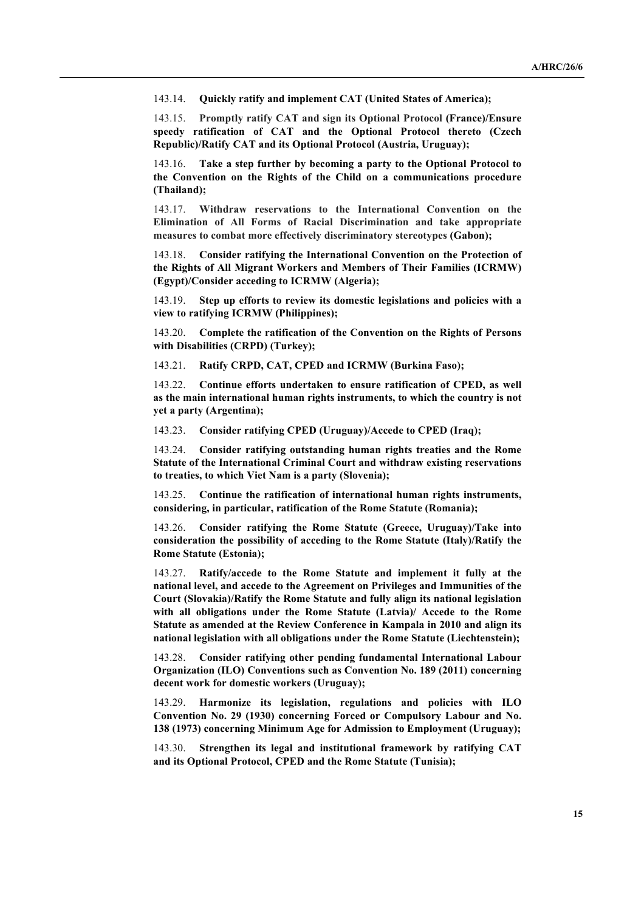143.14. **Quickly ratify and implement CAT (United States of America);**

143.15. **Promptly ratify CAT and sign its Optional Protocol (France)/Ensure speedy ratification of CAT and the Optional Protocol thereto (Czech Republic)/Ratify CAT and its Optional Protocol (Austria, Uruguay);**

143.16. **Take a step further by becoming a party to the Optional Protocol to the Convention on the Rights of the Child on a communications procedure (Thailand);**

143.17. **Withdraw reservations to the International Convention on the Elimination of All Forms of Racial Discrimination and take appropriate measures to combat more effectively discriminatory stereotypes (Gabon);**

143.18. **Consider ratifying the International Convention on the Protection of the Rights of All Migrant Workers and Members of Their Families (ICRMW) (Egypt)/Consider acceding to ICRMW (Algeria);**

143.19. **Step up efforts to review its domestic legislations and policies with a view to ratifying ICRMW (Philippines);**

143.20. **Complete the ratification of the Convention on the Rights of Persons with Disabilities (CRPD) (Turkey);**

143.21. **Ratify CRPD, CAT, CPED and ICRMW (Burkina Faso);**

143.22. **Continue efforts undertaken to ensure ratification of CPED, as well as the main international human rights instruments, to which the country is not yet a party (Argentina);**

143.23. **Consider ratifying CPED (Uruguay)/Accede to CPED (Iraq);**

143.24. **Consider ratifying outstanding human rights treaties and the Rome Statute of the International Criminal Court and withdraw existing reservations to treaties, to which Viet Nam is a party (Slovenia);**

143.25. **Continue the ratification of international human rights instruments, considering, in particular, ratification of the Rome Statute (Romania);**

143.26. **Consider ratifying the Rome Statute (Greece, Uruguay)/Take into consideration the possibility of acceding to the Rome Statute (Italy)/Ratify the Rome Statute (Estonia);**

143.27. **Ratify/accede to the Rome Statute and implement it fully at the national level, and accede to the Agreement on Privileges and Immunities of the Court (Slovakia)/Ratify the Rome Statute and fully align its national legislation with all obligations under the Rome Statute (Latvia)/ Accede to the Rome Statute as amended at the Review Conference in Kampala in 2010 and align its national legislation with all obligations under the Rome Statute (Liechtenstein);**

143.28. **Consider ratifying other pending fundamental International Labour Organization (ILO) Conventions such as Convention No. 189 (2011) concerning decent work for domestic workers (Uruguay);**

143.29. **Harmonize its legislation, regulations and policies with ILO Convention No. 29 (1930) concerning Forced or Compulsory Labour and No. 138 (1973) concerning Minimum Age for Admission to Employment (Uruguay);**

143.30. **Strengthen its legal and institutional framework by ratifying CAT and its Optional Protocol, CPED and the Rome Statute (Tunisia);**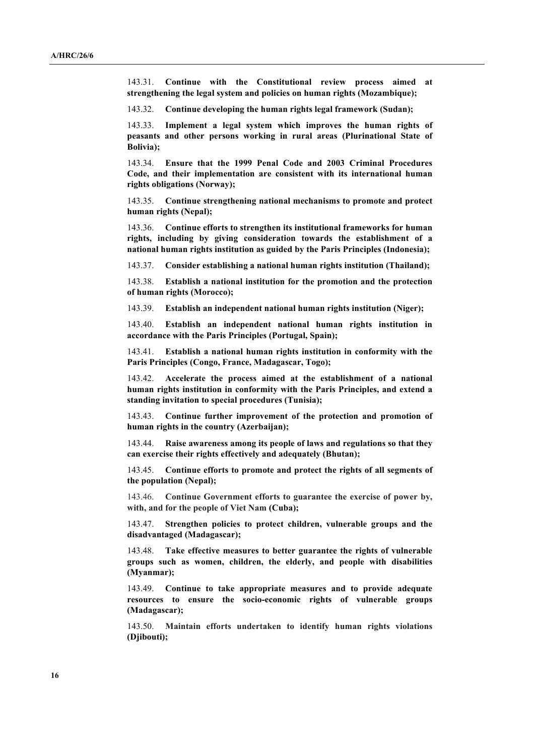143.31. **Continue with the Constitutional review process aimed at strengthening the legal system and policies on human rights (Mozambique);**

143.32. **Continue developing the human rights legal framework (Sudan);**

143.33. **Implement a legal system which improves the human rights of peasants and other persons working in rural areas (Plurinational State of Bolivia);**

143.34. **Ensure that the 1999 Penal Code and 2003 Criminal Procedures Code, and their implementation are consistent with its international human rights obligations (Norway);**

143.35. **Continue strengthening national mechanisms to promote and protect human rights (Nepal);**

143.36. **Continue efforts to strengthen its institutional frameworks for human rights, including by giving consideration towards the establishment of a national human rights institution as guided by the Paris Principles (Indonesia);**

143.37. **Consider establishing a national human rights institution (Thailand);**

143.38. **Establish a national institution for the promotion and the protection of human rights (Morocco);**

143.39. **Establish an independent national human rights institution (Niger);**

143.40. **Establish an independent national human rights institution in accordance with the Paris Principles (Portugal, Spain);**

143.41. **Establish a national human rights institution in conformity with the Paris Principles (Congo, France, Madagascar, Togo);**

143.42. **Accelerate the process aimed at the establishment of a national human rights institution in conformity with the Paris Principles, and extend a standing invitation to special procedures (Tunisia);**

143.43. **Continue further improvement of the protection and promotion of human rights in the country (Azerbaijan);**

143.44. **Raise awareness among its people of laws and regulations so that they can exercise their rights effectively and adequately (Bhutan);**

143.45. **Continue efforts to promote and protect the rights of all segments of the population (Nepal);**

143.46. **Continue Government efforts to guarantee the exercise of power by, with, and for the people of Viet Nam (Cuba);**

143.47. **Strengthen policies to protect children, vulnerable groups and the disadvantaged (Madagascar);**

143.48. **Take effective measures to better guarantee the rights of vulnerable groups such as women, children, the elderly, and people with disabilities (Myanmar);**

143.49. **Continue to take appropriate measures and to provide adequate resources to ensure the socio-economic rights of vulnerable groups (Madagascar);**

143.50. **Maintain efforts undertaken to identify human rights violations (Djibouti);**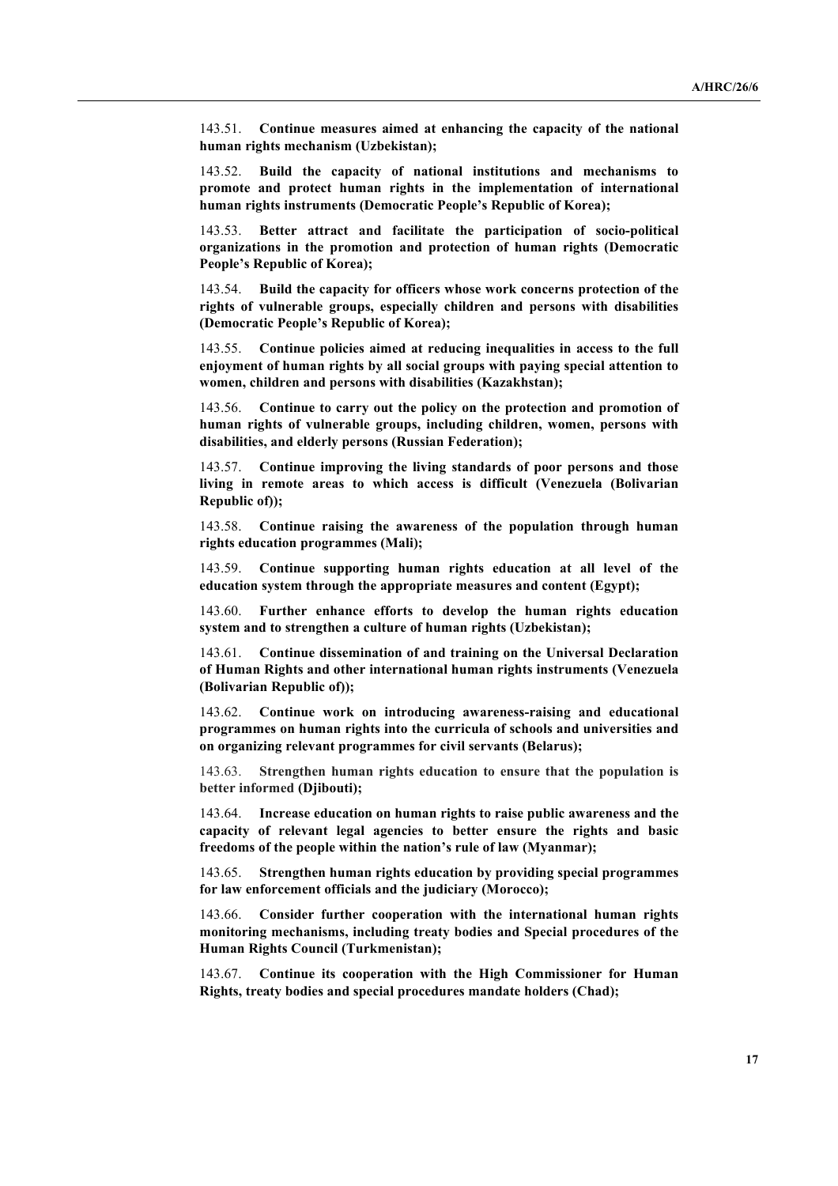143.51. **Continue measures aimed at enhancing the capacity of the national human rights mechanism (Uzbekistan);**

143.52. **Build the capacity of national institutions and mechanisms to promote and protect human rights in the implementation of international human rights instruments (Democratic People's Republic of Korea);**

143.53. **Better attract and facilitate the participation of socio-political organizations in the promotion and protection of human rights (Democratic People's Republic of Korea);**

143.54. **Build the capacity for officers whose work concerns protection of the rights of vulnerable groups, especially children and persons with disabilities (Democratic People's Republic of Korea);**

143.55. **Continue policies aimed at reducing inequalities in access to the full enjoyment of human rights by all social groups with paying special attention to women, children and persons with disabilities (Kazakhstan);**

143.56. **Continue to carry out the policy on the protection and promotion of human rights of vulnerable groups, including children, women, persons with disabilities, and elderly persons (Russian Federation);**

143.57. **Continue improving the living standards of poor persons and those living in remote areas to which access is difficult (Venezuela (Bolivarian Republic of));**

143.58. **Continue raising the awareness of the population through human rights education programmes (Mali);**

143.59. **Continue supporting human rights education at all level of the education system through the appropriate measures and content (Egypt);**

143.60. **Further enhance efforts to develop the human rights education system and to strengthen a culture of human rights (Uzbekistan);**

143.61. **Continue dissemination of and training on the Universal Declaration of Human Rights and other international human rights instruments (Venezuela (Bolivarian Republic of));**

143.62. **Continue work on introducing awareness-raising and educational programmes on human rights into the curricula of schools and universities and on organizing relevant programmes for civil servants (Belarus);**

143.63. **Strengthen human rights education to ensure that the population is better informed (Djibouti);**

143.64. **Increase education on human rights to raise public awareness and the capacity of relevant legal agencies to better ensure the rights and basic freedoms of the people within the nation's rule of law (Myanmar);**

143.65. **Strengthen human rights education by providing special programmes for law enforcement officials and the judiciary (Morocco);**

143.66. **Consider further cooperation with the international human rights monitoring mechanisms, including treaty bodies and Special procedures of the Human Rights Council (Turkmenistan);**

143.67. **Continue its cooperation with the High Commissioner for Human Rights, treaty bodies and special procedures mandate holders (Chad);**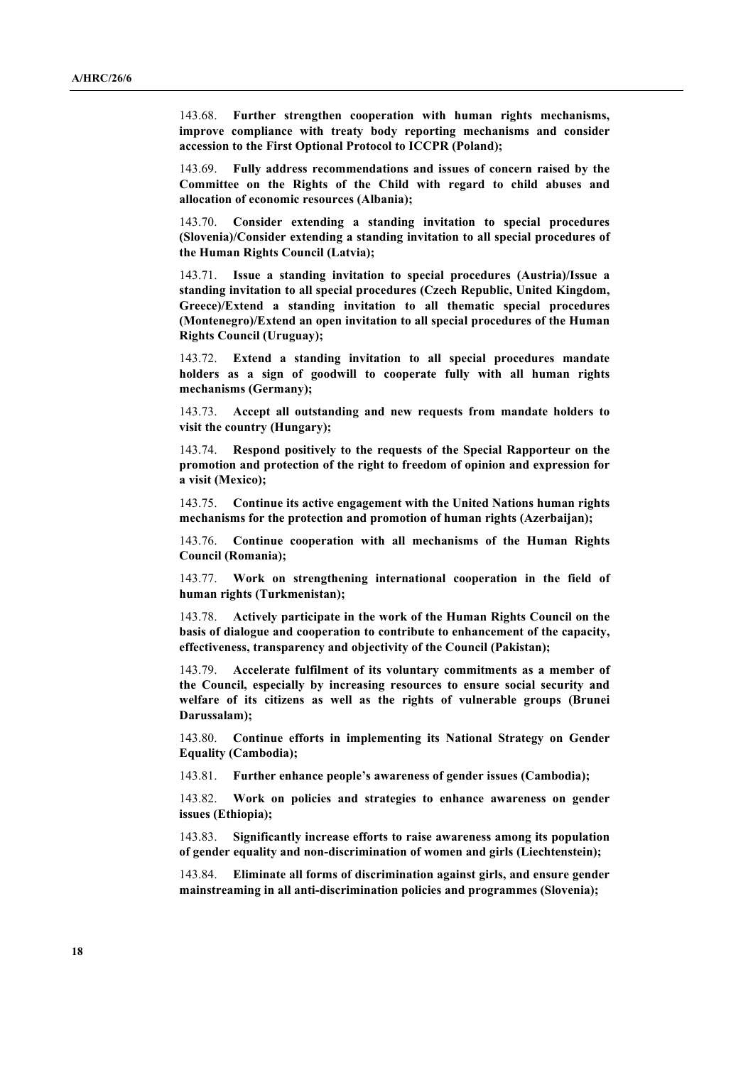143.68. **Further strengthen cooperation with human rights mechanisms, improve compliance with treaty body reporting mechanisms and consider accession to the First Optional Protocol to ICCPR (Poland);**

143.69. **Fully address recommendations and issues of concern raised by the Committee on the Rights of the Child with regard to child abuses and allocation of economic resources (Albania);**

143.70. **Consider extending a standing invitation to special procedures (Slovenia)/Consider extending a standing invitation to all special procedures of the Human Rights Council (Latvia);**

143.71. **Issue a standing invitation to special procedures (Austria)/Issue a standing invitation to all special procedures (Czech Republic, United Kingdom, Greece)/Extend a standing invitation to all thematic special procedures (Montenegro)/Extend an open invitation to all special procedures of the Human Rights Council (Uruguay);**

143.72. **Extend a standing invitation to all special procedures mandate holders as a sign of goodwill to cooperate fully with all human rights mechanisms (Germany);**

143.73. **Accept all outstanding and new requests from mandate holders to visit the country (Hungary);**

143.74. **Respond positively to the requests of the Special Rapporteur on the promotion and protection of the right to freedom of opinion and expression for a visit (Mexico);**

143.75. **Continue its active engagement with the United Nations human rights mechanisms for the protection and promotion of human rights (Azerbaijan);**

143.76. **Continue cooperation with all mechanisms of the Human Rights Council (Romania);**

143.77. **Work on strengthening international cooperation in the field of human rights (Turkmenistan);**

143.78. **Actively participate in the work of the Human Rights Council on the basis of dialogue and cooperation to contribute to enhancement of the capacity, effectiveness, transparency and objectivity of the Council (Pakistan);**

143.79. **Accelerate fulfilment of its voluntary commitments as a member of the Council, especially by increasing resources to ensure social security and welfare of its citizens as well as the rights of vulnerable groups (Brunei Darussalam);**

143.80. **Continue efforts in implementing its National Strategy on Gender Equality (Cambodia);**

143.81. **Further enhance people's awareness of gender issues (Cambodia);**

143.82. **Work on policies and strategies to enhance awareness on gender issues (Ethiopia);**

143.83. **Significantly increase efforts to raise awareness among its population of gender equality and non-discrimination of women and girls (Liechtenstein);**

143.84. **Eliminate all forms of discrimination against girls, and ensure gender mainstreaming in all anti-discrimination policies and programmes (Slovenia);**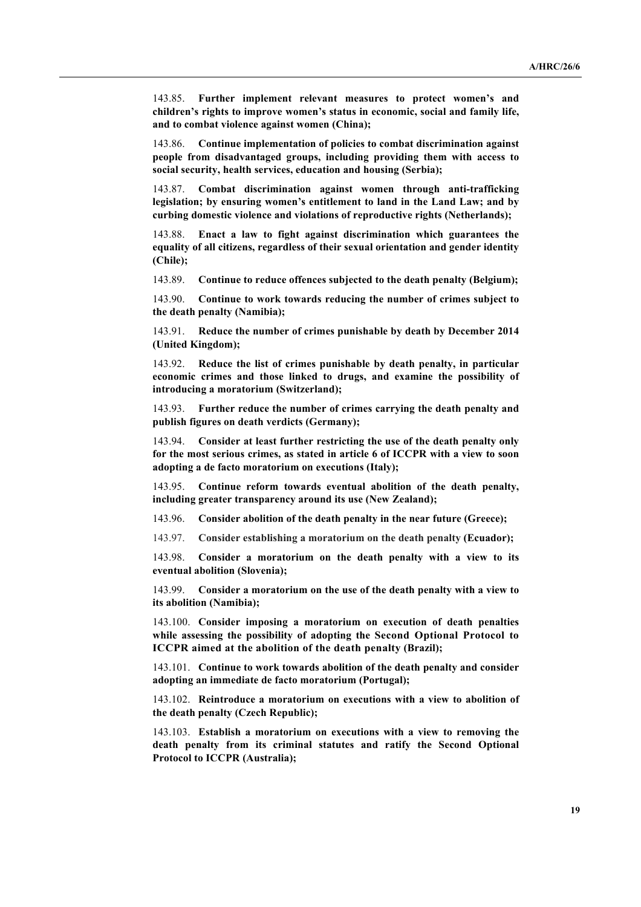143.85. **Further implement relevant measures to protect women's and children's rights to improve women's status in economic, social and family life, and to combat violence against women (China);**

143.86. **Continue implementation of policies to combat discrimination against people from disadvantaged groups, including providing them with access to social security, health services, education and housing (Serbia);**

143.87. **Combat discrimination against women through anti-trafficking legislation; by ensuring women's entitlement to land in the Land Law; and by curbing domestic violence and violations of reproductive rights (Netherlands);**

143.88. **Enact a law to fight against discrimination which guarantees the equality of all citizens, regardless of their sexual orientation and gender identity (Chile);**

143.89. **Continue to reduce offences subjected to the death penalty (Belgium);**

143.90. **Continue to work towards reducing the number of crimes subject to the death penalty (Namibia);**

143.91. **Reduce the number of crimes punishable by death by December 2014 (United Kingdom);**

143.92. **Reduce the list of crimes punishable by death penalty, in particular economic crimes and those linked to drugs, and examine the possibility of introducing a moratorium (Switzerland);**

143.93. **Further reduce the number of crimes carrying the death penalty and publish figures on death verdicts (Germany);**

143.94. **Consider at least further restricting the use of the death penalty only for the most serious crimes, as stated in article 6 of ICCPR with a view to soon adopting a de facto moratorium on executions (Italy);**

143.95. **Continue reform towards eventual abolition of the death penalty, including greater transparency around its use (New Zealand);**

143.96. **Consider abolition of the death penalty in the near future (Greece);**

143.97. **Consider establishing a moratorium on the death penalty (Ecuador);**

143.98. **Consider a moratorium on the death penalty with a view to its eventual abolition (Slovenia);**

143.99. **Consider a moratorium on the use of the death penalty with a view to its abolition (Namibia);**

143.100. **Consider imposing a moratorium on execution of death penalties while assessing the possibility of adopting the Second Optional Protocol to ICCPR aimed at the abolition of the death penalty (Brazil);**

143.101. **Continue to work towards abolition of the death penalty and consider adopting an immediate de facto moratorium (Portugal);**

143.102. **Reintroduce a moratorium on executions with a view to abolition of the death penalty (Czech Republic);**

143.103. **Establish a moratorium on executions with a view to removing the death penalty from its criminal statutes and ratify the Second Optional Protocol to ICCPR (Australia);**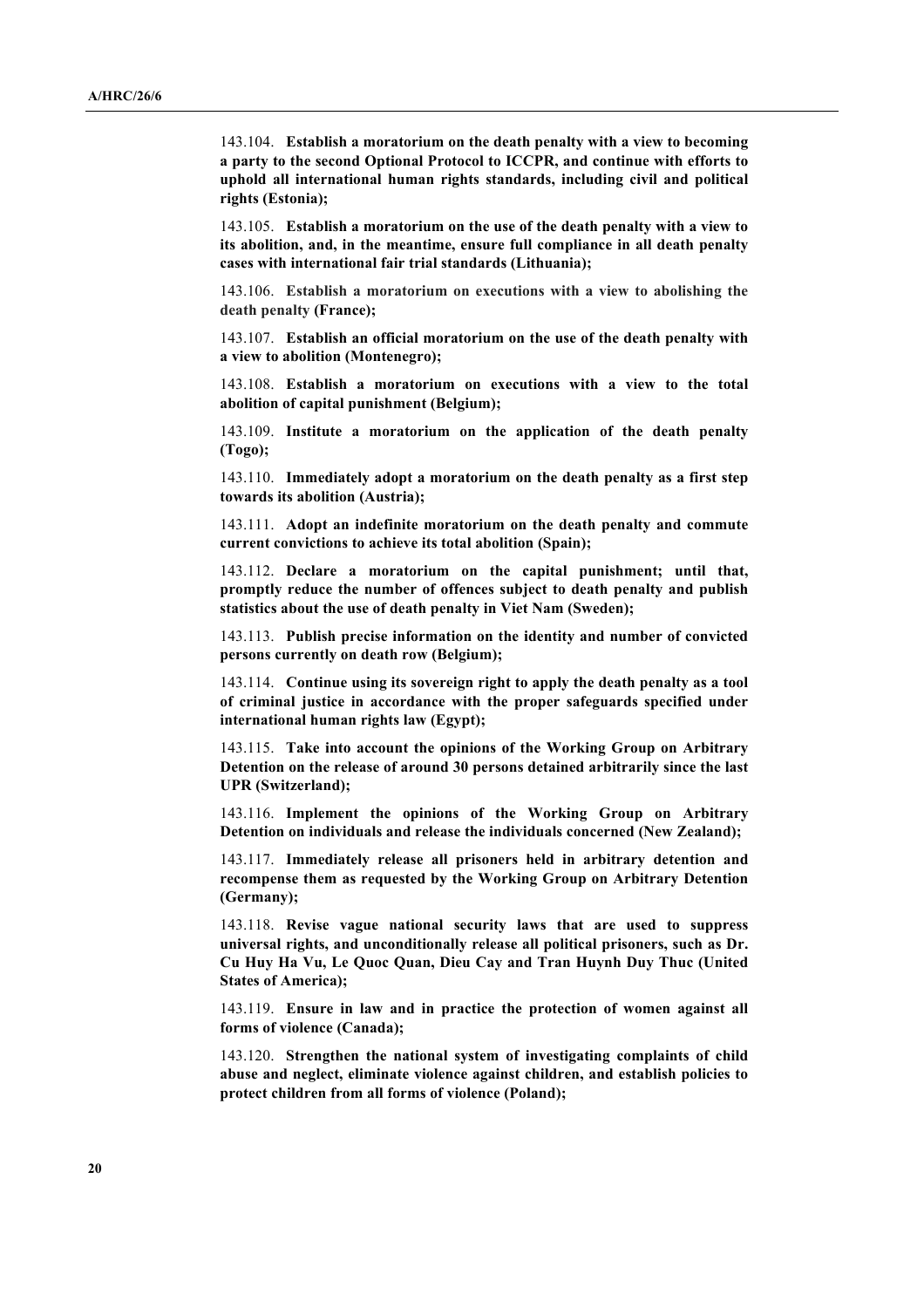143.104. **Establish a moratorium on the death penalty with a view to becoming a party to the second Optional Protocol to ICCPR, and continue with efforts to uphold all international human rights standards, including civil and political rights (Estonia);**

143.105. **Establish a moratorium on the use of the death penalty with a view to its abolition, and, in the meantime, ensure full compliance in all death penalty cases with international fair trial standards (Lithuania);**

143.106. **Establish a moratorium on executions with a view to abolishing the death penalty (France);**

143.107. **Establish an official moratorium on the use of the death penalty with a view to abolition (Montenegro);**

143.108. **Establish a moratorium on executions with a view to the total abolition of capital punishment (Belgium);**

143.109. **Institute a moratorium on the application of the death penalty (Togo);**

143.110. **Immediately adopt a moratorium on the death penalty as a first step towards its abolition (Austria);**

143.111. **Adopt an indefinite moratorium on the death penalty and commute current convictions to achieve its total abolition (Spain);**

143.112. **Declare a moratorium on the capital punishment; until that, promptly reduce the number of offences subject to death penalty and publish statistics about the use of death penalty in Viet Nam (Sweden);**

143.113. **Publish precise information on the identity and number of convicted persons currently on death row (Belgium);**

143.114. **Continue using its sovereign right to apply the death penalty as a tool of criminal justice in accordance with the proper safeguards specified under international human rights law (Egypt);**

143.115. **Take into account the opinions of the Working Group on Arbitrary Detention on the release of around 30 persons detained arbitrarily since the last UPR (Switzerland);**

143.116. **Implement the opinions of the Working Group on Arbitrary Detention on individuals and release the individuals concerned (New Zealand);**

143.117. **Immediately release all prisoners held in arbitrary detention and recompense them as requested by the Working Group on Arbitrary Detention (Germany);**

143.118. **Revise vague national security laws that are used to suppress universal rights, and unconditionally release all political prisoners, such as Dr. Cu Huy Ha Vu, Le Quoc Quan, Dieu Cay and Tran Huynh Duy Thuc (United States of America);**

143.119. **Ensure in law and in practice the protection of women against all forms of violence (Canada);**

143.120. **Strengthen the national system of investigating complaints of child abuse and neglect, eliminate violence against children, and establish policies to protect children from all forms of violence (Poland);**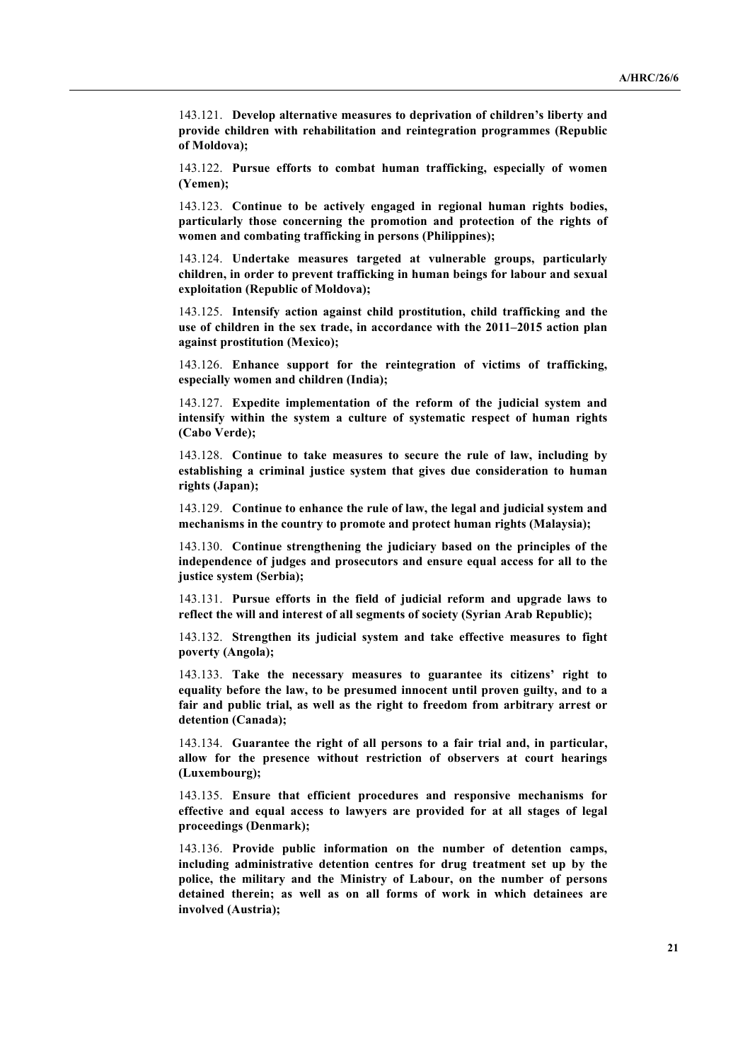143.121. **Develop alternative measures to deprivation of children's liberty and provide children with rehabilitation and reintegration programmes (Republic of Moldova);**

143.122. **Pursue efforts to combat human trafficking, especially of women (Yemen);**

143.123. **Continue to be actively engaged in regional human rights bodies, particularly those concerning the promotion and protection of the rights of women and combating trafficking in persons (Philippines);**

143.124. **Undertake measures targeted at vulnerable groups, particularly children, in order to prevent trafficking in human beings for labour and sexual exploitation (Republic of Moldova);**

143.125. **Intensify action against child prostitution, child trafficking and the use of children in the sex trade, in accordance with the 2011–2015 action plan against prostitution (Mexico);**

143.126. **Enhance support for the reintegration of victims of trafficking, especially women and children (India);**

143.127. **Expedite implementation of the reform of the judicial system and intensify within the system a culture of systematic respect of human rights (Cabo Verde);**

143.128. **Continue to take measures to secure the rule of law, including by establishing a criminal justice system that gives due consideration to human rights (Japan);**

143.129. **Continue to enhance the rule of law, the legal and judicial system and mechanisms in the country to promote and protect human rights (Malaysia);**

143.130. **Continue strengthening the judiciary based on the principles of the independence of judges and prosecutors and ensure equal access for all to the justice system (Serbia);**

143.131. **Pursue efforts in the field of judicial reform and upgrade laws to reflect the will and interest of all segments of society (Syrian Arab Republic);**

143.132. **Strengthen its judicial system and take effective measures to fight poverty (Angola);**

143.133. **Take the necessary measures to guarantee its citizens' right to equality before the law, to be presumed innocent until proven guilty, and to a fair and public trial, as well as the right to freedom from arbitrary arrest or detention (Canada);**

143.134. **Guarantee the right of all persons to a fair trial and, in particular, allow for the presence without restriction of observers at court hearings (Luxembourg);**

143.135. **Ensure that efficient procedures and responsive mechanisms for effective and equal access to lawyers are provided for at all stages of legal proceedings (Denmark);**

143.136. **Provide public information on the number of detention camps, including administrative detention centres for drug treatment set up by the police, the military and the Ministry of Labour, on the number of persons detained therein; as well as on all forms of work in which detainees are involved (Austria);**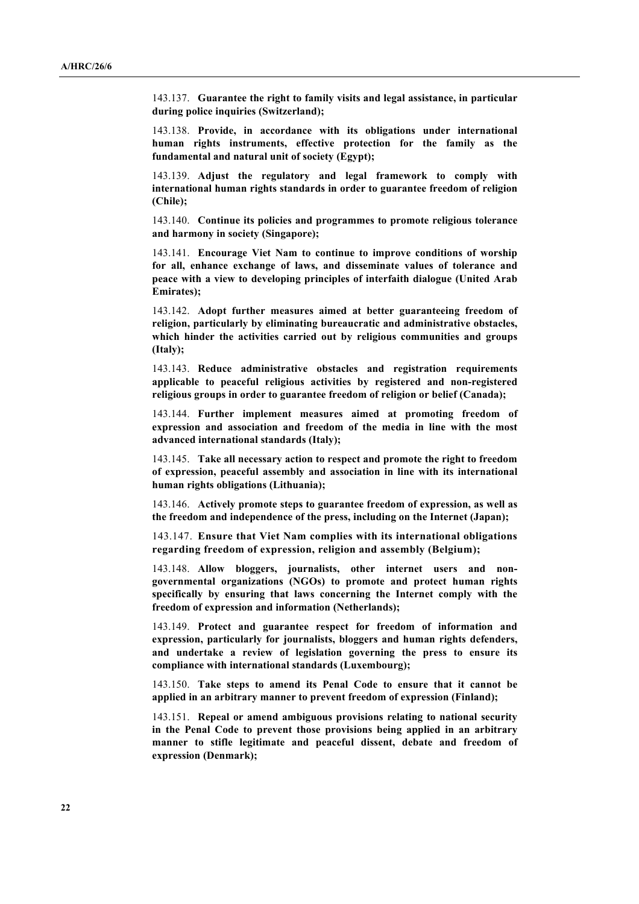143.137. **Guarantee the right to family visits and legal assistance, in particular during police inquiries (Switzerland);**

143.138. **Provide, in accordance with its obligations under international human rights instruments, effective protection for the family as the fundamental and natural unit of society (Egypt);**

143.139. **Adjust the regulatory and legal framework to comply with international human rights standards in order to guarantee freedom of religion (Chile);**

143.140. **Continue its policies and programmes to promote religious tolerance and harmony in society (Singapore);**

143.141. **Encourage Viet Nam to continue to improve conditions of worship for all, enhance exchange of laws, and disseminate values of tolerance and peace with a view to developing principles of interfaith dialogue (United Arab Emirates);**

143.142. **Adopt further measures aimed at better guaranteeing freedom of religion, particularly by eliminating bureaucratic and administrative obstacles, which hinder the activities carried out by religious communities and groups (Italy);**

143.143. **Reduce administrative obstacles and registration requirements applicable to peaceful religious activities by registered and non-registered religious groups in order to guarantee freedom of religion or belief (Canada);**

143.144. **Further implement measures aimed at promoting freedom of expression and association and freedom of the media in line with the most advanced international standards (Italy);**

143.145. **Take all necessary action to respect and promote the right to freedom of expression, peaceful assembly and association in line with its international human rights obligations (Lithuania);**

143.146. **Actively promote steps to guarantee freedom of expression, as well as the freedom and independence of the press, including on the Internet (Japan);**

143.147. **Ensure that Viet Nam complies with its international obligations regarding freedom of expression, religion and assembly (Belgium);**

143.148. **Allow bloggers, journalists, other internet users and non-governmental organizations (NGOs) to promote and protect human rights specifically by ensuring that laws concerning the Internet comply with the freedom of expression and information (Netherlands);**

143.149. **Protect and guarantee respect for freedom of information and expression, particularly for journalists, bloggers and human rights defenders, and undertake a review of legislation governing the press to ensure its compliance with international standards (Luxembourg);**

143.150. **Take steps to amend its Penal Code to ensure that it cannot be applied in an arbitrary manner to prevent freedom of expression (Finland);**

143.151. **Repeal or amend ambiguous provisions relating to national security in the Penal Code to prevent those provisions being applied in an arbitrary manner to stifle legitimate and peaceful dissent, debate and freedom of expression (Denmark);**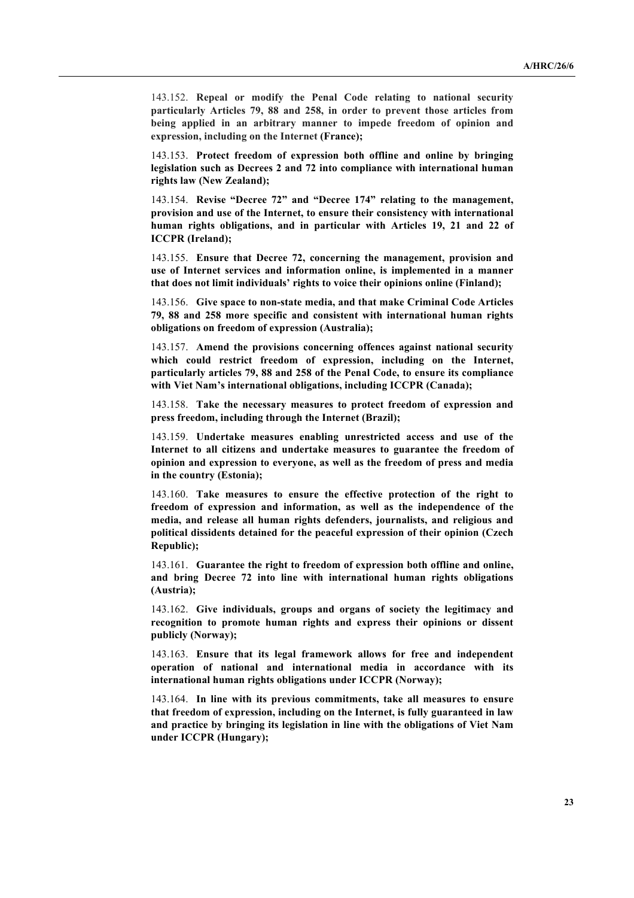143.152. **Repeal or modify the Penal Code relating to national security particularly Articles 79, 88 and 258, in order to prevent those articles from being applied in an arbitrary manner to impede freedom of opinion and expression, including on the Internet (France);**

143.153. **Protect freedom of expression both offline and online by bringing legislation such as Decrees 2 and 72 into compliance with international human rights law (New Zealand);**

143.154. **Revise "Decree 72" and "Decree 174" relating to the management, provision and use of the Internet, to ensure their consistency with international human rights obligations, and in particular with Articles 19, 21 and 22 of ICCPR (Ireland);**

143.155. **Ensure that Decree 72, concerning the management, provision and use of Internet services and information online, is implemented in a manner that does not limit individuals' rights to voice their opinions online (Finland);**

143.156. **Give space to non-state media, and that make Criminal Code Articles 79, 88 and 258 more specific and consistent with international human rights obligations on freedom of expression (Australia);**

143.157. **Amend the provisions concerning offences against national security which could restrict freedom of expression, including on the Internet, particularly articles 79, 88 and 258 of the Penal Code, to ensure its compliance with Viet Nam's international obligations, including ICCPR (Canada);**

143.158. **Take the necessary measures to protect freedom of expression and press freedom, including through the Internet (Brazil);**

143.159. **Undertake measures enabling unrestricted access and use of the Internet to all citizens and undertake measures to guarantee the freedom of opinion and expression to everyone, as well as the freedom of press and media in the country (Estonia);**

143.160. **Take measures to ensure the effective protection of the right to freedom of expression and information, as well as the independence of the media, and release all human rights defenders, journalists, and religious and political dissidents detained for the peaceful expression of their opinion (Czech Republic);**

143.161. **Guarantee the right to freedom of expression both offline and online, and bring Decree 72 into line with international human rights obligations (Austria);**

143.162. **Give individuals, groups and organs of society the legitimacy and recognition to promote human rights and express their opinions or dissent publicly (Norway);**

143.163. **Ensure that its legal framework allows for free and independent operation of national and international media in accordance with its international human rights obligations under ICCPR (Norway);**

143.164. **In line with its previous commitments, take all measures to ensure that freedom of expression, including on the Internet, is fully guaranteed in law and practice by bringing its legislation in line with the obligations of Viet Nam under ICCPR (Hungary);**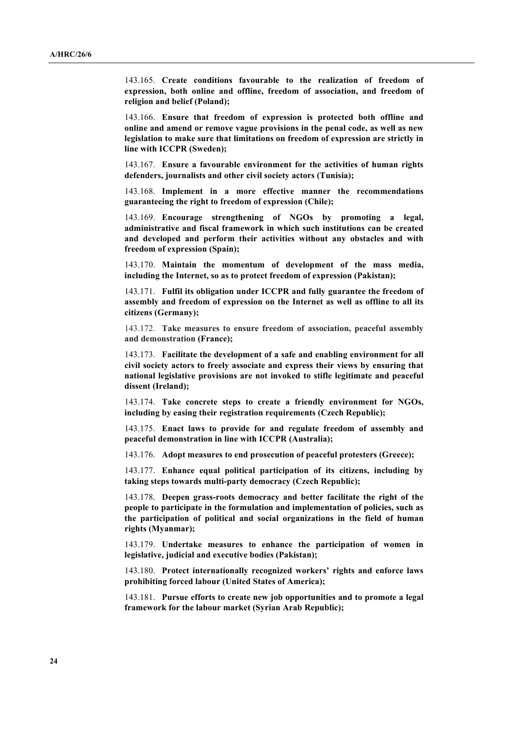143.165. **Create conditions favourable to the realization of freedom of expression, both online and offline, freedom of association, and freedom of religion and belief (Poland);**

143.166. **Ensure that freedom of expression is protected both offline and online and amend or remove vague provisions in the penal code, as well as new legislation to make sure that limitations on freedom of expression are strictly in line with ICCPR (Sweden);**

143.167. **Ensure a favourable environment for the activities of human rights defenders, journalists and other civil society actors (Tunisia);**

143.168. **Implement in a more effective manner the recommendations guaranteeing the right to freedom of expression (Chile);**

143.169. **Encourage strengthening of NGOs by promoting a legal, administrative and fiscal framework in which such institutions can be created and developed and perform their activities without any obstacles and with freedom of expression (Spain);**

143.170. **Maintain the momentum of development of the mass media, including the Internet, so as to protect freedom of expression (Pakistan);**

143.171. **Fulfil its obligation under ICCPR and fully guarantee the freedom of assembly and freedom of expression on the Internet as well as offline to all its citizens (Germany);**

143.172. **Take measures to ensure freedom of association, peaceful assembly and demonstration (France);**

143.173. **Facilitate the development of a safe and enabling environment for all civil society actors to freely associate and express their views by ensuring that national legislative provisions are not invoked to stifle legitimate and peaceful dissent (Ireland);**

143.174. **Take concrete steps to create a friendly environment for NGOs, including by easing their registration requirements (Czech Republic);**

143.175. **Enact laws to provide for and regulate freedom of assembly and peaceful demonstration in line with ICCPR (Australia);**

143.176. **Adopt measures to end prosecution of peaceful protesters (Greece);**

143.177. **Enhance equal political participation of its citizens, including by taking steps towards multi-party democracy (Czech Republic);**

143.178. **Deepen grass-roots democracy and better facilitate the right of the people to participate in the formulation and implementation of policies, such as the participation of political and social organizations in the field of human rights (Myanmar);**

143.179. **Undertake measures to enhance the participation of women in legislative, judicial and executive bodies (Pakistan);**

143.180. **Protect internationally recognized workers' rights and enforce laws prohibiting forced labour (United States of America);**

143.181. **Pursue efforts to create new job opportunities and to promote a legal framework for the labour market (Syrian Arab Republic);**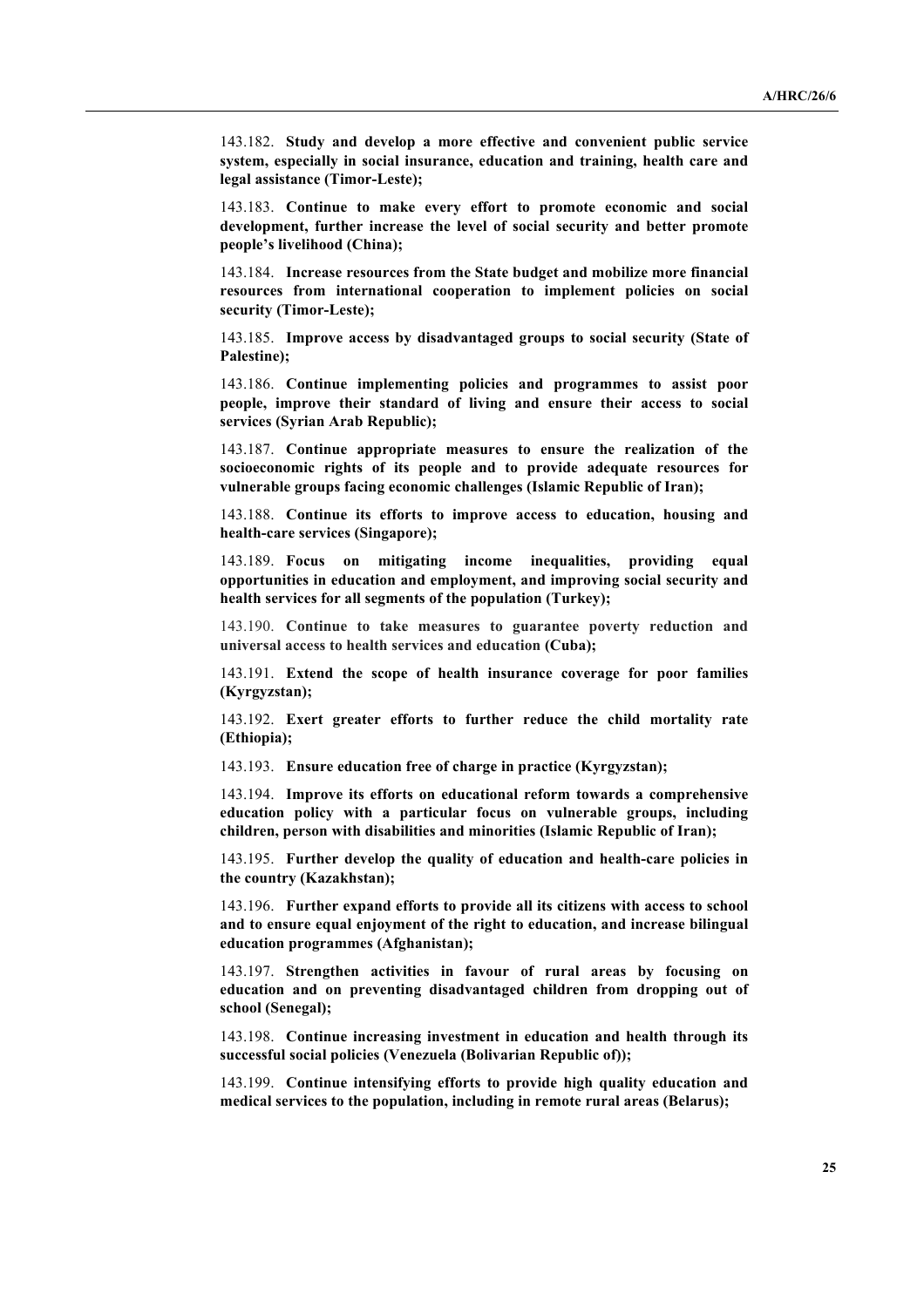143.182. **Study and develop a more effective and convenient public service system, especially in social insurance, education and training, health care and legal assistance (Timor-Leste);**

143.183. **Continue to make every effort to promote economic and social development, further increase the level of social security and better promote people's livelihood (China);**

143.184. **Increase resources from the State budget and mobilize more financial resources from international cooperation to implement policies on social security (Timor-Leste);**

143.185. **Improve access by disadvantaged groups to social security (State of Palestine);**

143.186. **Continue implementing policies and programmes to assist poor people, improve their standard of living and ensure their access to social services (Syrian Arab Republic);**

143.187. **Continue appropriate measures to ensure the realization of the socioeconomic rights of its people and to provide adequate resources for vulnerable groups facing economic challenges (Islamic Republic of Iran);**

143.188. **Continue its efforts to improve access to education, housing and health-care services (Singapore);**

143.189. **Focus on mitigating income inequalities, providing equal opportunities in education and employment, and improving social security and health services for all segments of the population (Turkey);**

143.190. **Continue to take measures to guarantee poverty reduction and universal access to health services and education (Cuba);**

143.191. **Extend the scope of health insurance coverage for poor families (Kyrgyzstan);**

143.192. **Exert greater efforts to further reduce the child mortality rate (Ethiopia);**

143.193. **Ensure education free of charge in practice (Kyrgyzstan);**

143.194. **Improve its efforts on educational reform towards a comprehensive education policy with a particular focus on vulnerable groups, including children, person with disabilities and minorities (Islamic Republic of Iran);**

143.195. **Further develop the quality of education and health-care policies in the country (Kazakhstan);**

143.196. **Further expand efforts to provide all its citizens with access to school and to ensure equal enjoyment of the right to education, and increase bilingual education programmes (Afghanistan);**

143.197. **Strengthen activities in favour of rural areas by focusing on education and on preventing disadvantaged children from dropping out of school (Senegal);**

143.198. **Continue increasing investment in education and health through its successful social policies (Venezuela (Bolivarian Republic of));**

143.199. **Continue intensifying efforts to provide high quality education and medical services to the population, including in remote rural areas (Belarus);**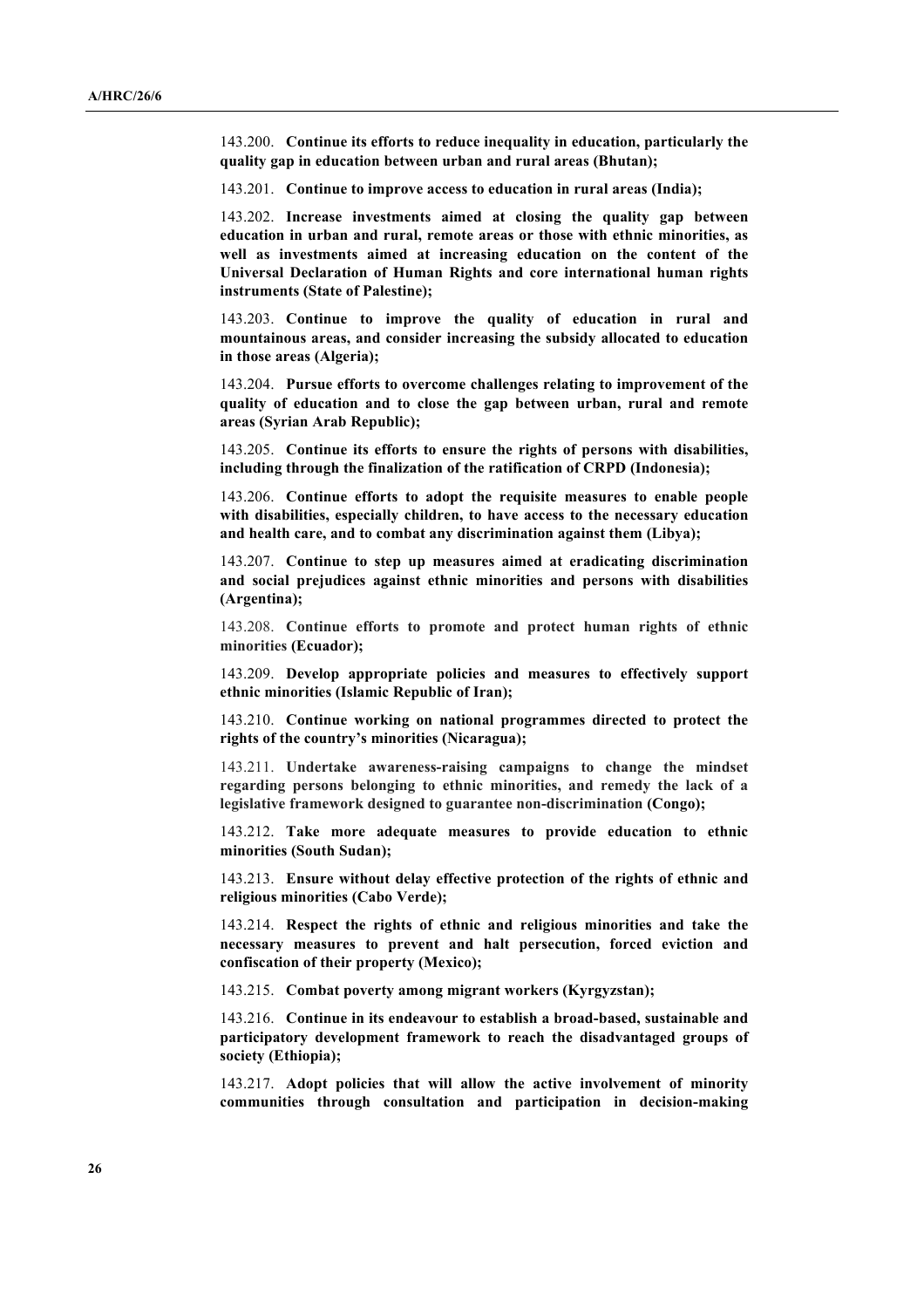143.200. **Continue its efforts to reduce inequality in education, particularly the quality gap in education between urban and rural areas (Bhutan);**

143.201. **Continue to improve access to education in rural areas (India);**

143.202. **Increase investments aimed at closing the quality gap between education in urban and rural, remote areas or those with ethnic minorities, as well as investments aimed at increasing education on the content of the Universal Declaration of Human Rights and core international human rights instruments (State of Palestine);**

143.203. **Continue to improve the quality of education in rural and mountainous areas, and consider increasing the subsidy allocated to education in those areas (Algeria);**

143.204. **Pursue efforts to overcome challenges relating to improvement of the quality of education and to close the gap between urban, rural and remote areas (Syrian Arab Republic);**

143.205. **Continue its efforts to ensure the rights of persons with disabilities, including through the finalization of the ratification of CRPD (Indonesia);**

143.206. **Continue efforts to adopt the requisite measures to enable people with disabilities, especially children, to have access to the necessary education and health care, and to combat any discrimination against them (Libya);**

143.207. **Continue to step up measures aimed at eradicating discrimination and social prejudices against ethnic minorities and persons with disabilities (Argentina);**

143.208. **Continue efforts to promote and protect human rights of ethnic minorities (Ecuador);**

143.209. **Develop appropriate policies and measures to effectively support ethnic minorities (Islamic Republic of Iran);**

143.210. **Continue working on national programmes directed to protect the rights of the country's minorities (Nicaragua);**

143.211. **Undertake awareness-raising campaigns to change the mindset regarding persons belonging to ethnic minorities, and remedy the lack of a legislative framework designed to guarantee non-discrimination (Congo);**

143.212. **Take more adequate measures to provide education to ethnic minorities (South Sudan);**

143.213. **Ensure without delay effective protection of the rights of ethnic and religious minorities (Cabo Verde);**

143.214. **Respect the rights of ethnic and religious minorities and take the necessary measures to prevent and halt persecution, forced eviction and confiscation of their property (Mexico);**

143.215. **Combat poverty among migrant workers (Kyrgyzstan);**

143.216. **Continue in its endeavour to establish a broad-based, sustainable and participatory development framework to reach the disadvantaged groups of society (Ethiopia);**

143.217. **Adopt policies that will allow the active involvement of minority communities through consultation and participation in decision-making**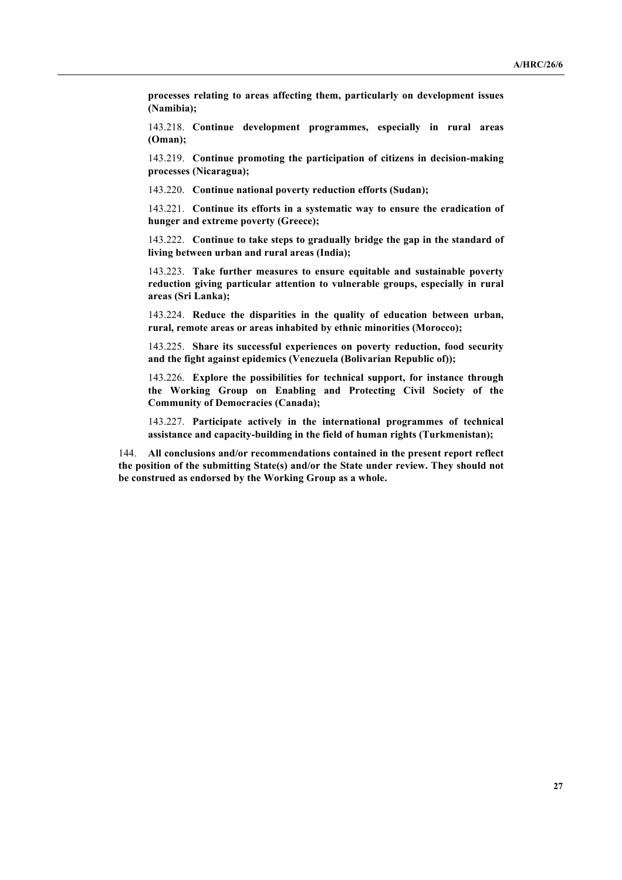**processes relating to areas affecting them, particularly on development issues (Namibia);**

143.218. **Continue development programmes, especially in rural areas (Oman);**

143.219. **Continue promoting the participation of citizens in decision-making processes (Nicaragua);**

143.220. **Continue national poverty reduction efforts (Sudan);**

143.221. **Continue its efforts in a systematic way to ensure the eradication of hunger and extreme poverty (Greece);**

143.222. **Continue to take steps to gradually bridge the gap in the standard of living between urban and rural areas (India);**

143.223. **Take further measures to ensure equitable and sustainable poverty reduction giving particular attention to vulnerable groups, especially in rural areas (Sri Lanka);**

143.224. **Reduce the disparities in the quality of education between urban, rural, remote areas or areas inhabited by ethnic minorities (Morocco);**

143.225. **Share its successful experiences on poverty reduction, food security and the fight against epidemics (Venezuela (Bolivarian Republic of));**

143.226. **Explore the possibilities for technical support, for instance through the Working Group on Enabling and Protecting Civil Society of the Community of Democracies (Canada);**

143.227. **Participate actively in the international programmes of technical assistance and capacity-building in the field of human rights (Turkmenistan);**

144. **All conclusions and/or recommendations contained in the present report reflect the position of the submitting State(s) and/or the State under review. They should not be construed as endorsed by the Working Group as a whole.**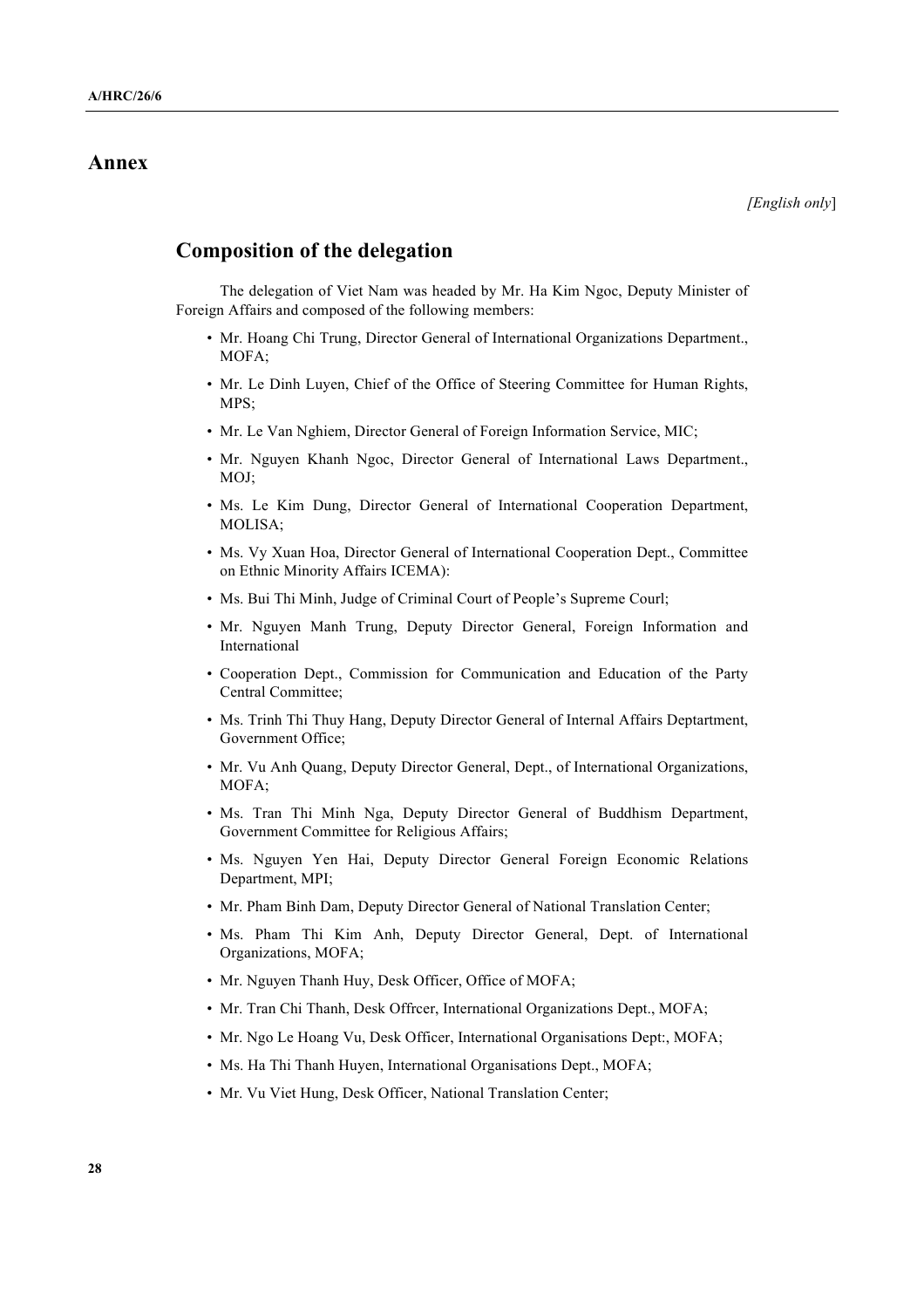# Annex

*[English only*]

## Composition of the delegation

The delegation of Viet Nam was headed by Mr. Ha Kim Ngoc, Deputy Minister of Foreign Affairs and composed of the following members:

- Mr. Hoang Chi Trung, Director General of International Organizations Department., MOFA;
- Mr. Le Dinh Luyen, Chief of the Office of Steering Committee for Human Rights, MPS;
- Mr. Le Van Nghiem, Director General of Foreign Information Service, MIC;
- Mr. Nguyen Khanh Ngoc, Director General of International Laws Department., MOJ;
- Ms. Le Kim Dung, Director General of International Cooperation Department, MOLISA;
- Ms. Vy Xuan Hoa, Director General of International Cooperation Dept., Committee on Ethnic Minority Affairs ICEMA):
- Ms. Bui Thi Minh, Judge of Criminal Court of People's Supreme Courl;
- Mr. Nguyen Manh Trung, Deputy Director General, Foreign Information and International
- Cooperation Dept., Commission for Communication and Education of the Party Central Committee;
- Ms. Trinh Thi Thuy Hang, Deputy Director General of Internal Affairs Deptartment, Government Office;
- Mr. Vu Anh Quang, Deputy Director General, Dept., of International Organizations, MOFA;
- Ms. Tran Thi Minh Nga, Deputy Director General of Buddhism Department, Government Committee for Religious Affairs;
- Ms. Nguyen Yen Hai, Deputy Director General Foreign Economic Relations Department, MPI;
- Mr. Pham Binh Dam, Deputy Director General of National Translation Center;
- Ms. Pham Thi Kim Anh, Deputy Director General, Dept. of International Organizations, MOFA;
- Mr. Nguyen Thanh Huy, Desk Officer, Office of MOFA;
- Mr. Tran Chi Thanh, Desk Offrcer, International Organizations Dept., MOFA;
- Mr. Ngo Le Hoang Vu, Desk Officer, International Organisations Dept:, MOFA;
- Ms. Ha Thi Thanh Huyen, International Organisations Dept., MOFA;
- Mr. Vu Viet Hung, Desk Officer, National Translation Center;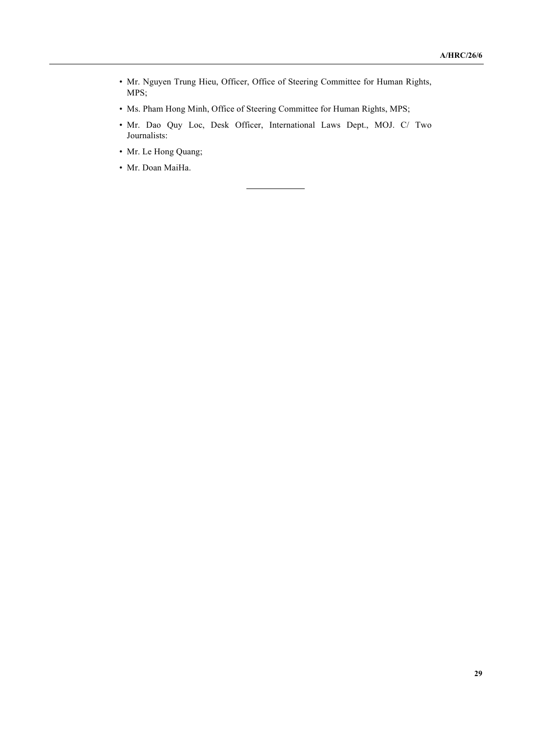- Mr. Nguyen Trung Hieu, Officer, Office of Steering Committee for Human Rights, MPS;
- Ms. Pham Hong Minh, Office of Steering Committee for Human Rights, MPS;
- Mr. Dao Quy Loc, Desk Officer, International Laws Dept., MOJ. C/ Two Journalists:
- Mr. Le Hong Quang;
- Mr. Doan MaiHa.